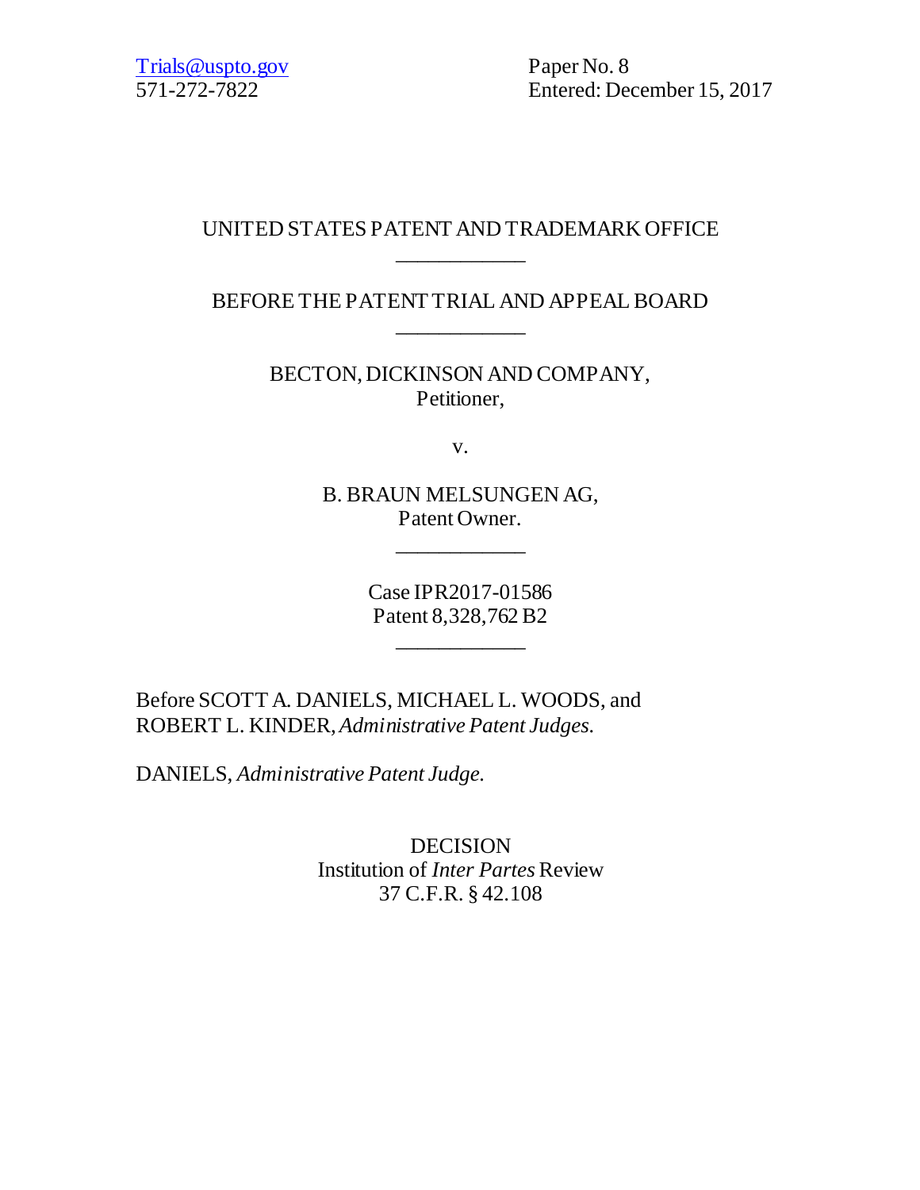Trials@uspto.gov
571-272-7822

Paper No. 8
Entered: December 15, 2017

UNITED STATES PATENT AND TRADEMARK OFFICE

____________

BEFORE THE PATENT TRIAL AND APPEAL BOARD

____________

BECTON, DICKINSON AND COMPANY,
Petitioner,

v.

B. BRAUN MELSUNGEN AG,
Patent Owner.

____________

Case IPR2017-01586
Patent 8,328,762 B2

____________

Before SCOTT A. DANIELS, MICHAEL L. WOODS, and ROBERT L. KINDER, *Administrative Patent Judges.*

DANIELS, *Administrative Patent Judge.*

DECISION
Institution of *Inter Partes* Review
37 C.F.R. § 42.108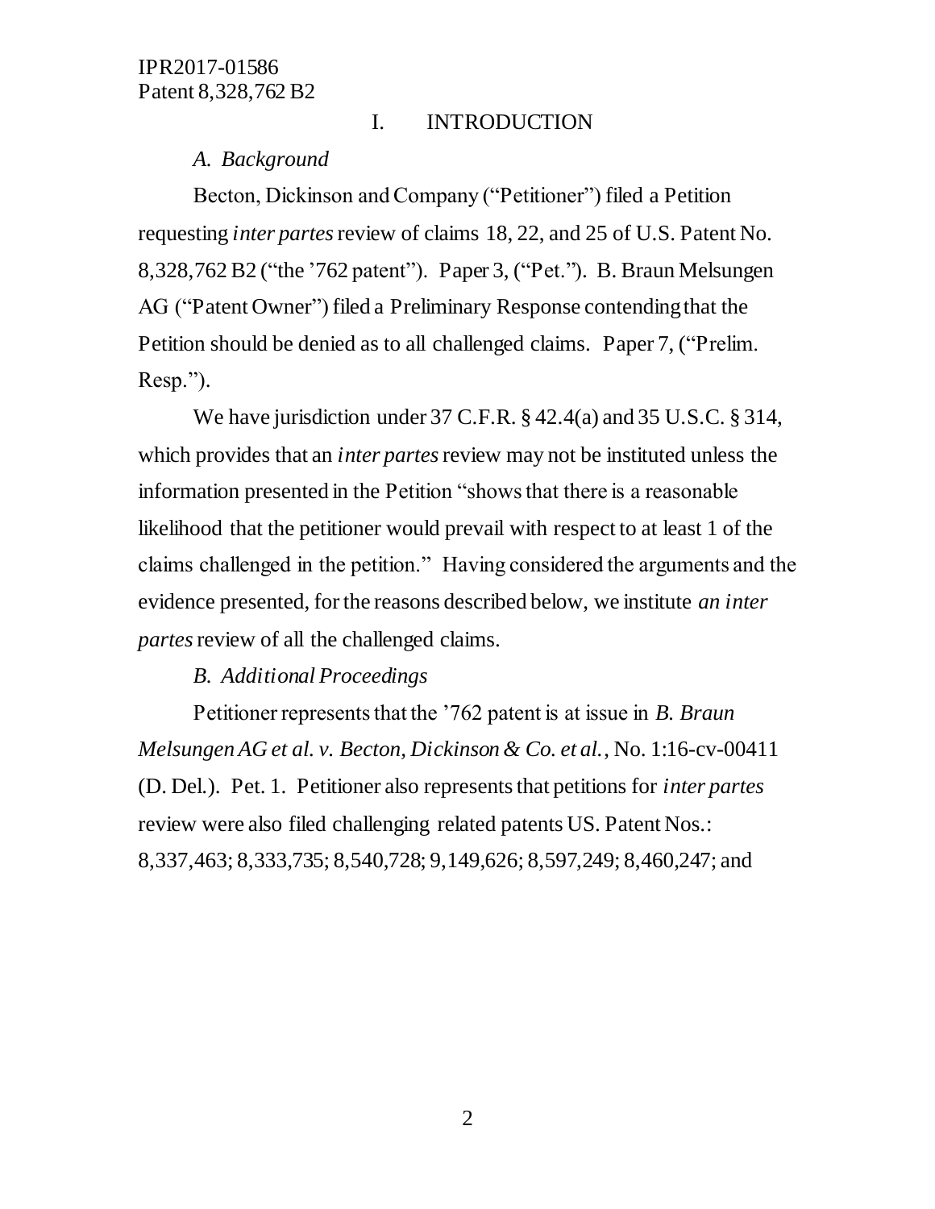# I. INTRODUCTION

## *A. Background*

Becton, Dickinson and Company ("Petitioner") filed a Petition requesting *inter partes* review of claims 18, 22, and 25 of U.S. Patent No. 8,328,762 B2 ("the '762 patent"). Paper 3, ("Pet."). B. Braun Melsungen AG ("Patent Owner") filed a Preliminary Response contending that the Petition should be denied as to all challenged claims. Paper 7, ("Prelim. Resp.").

We have jurisdiction under 37 C.F.R. § 42.4(a) and 35 U.S.C. § 314, which provides that an *inter partes* review may not be instituted unless the information presented in the Petition "shows that there is a reasonable likelihood that the petitioner would prevail with respect to at least 1 of the claims challenged in the petition." Having considered the arguments and the evidence presented, for the reasons described below, we institute *an inter partes* review of all the challenged claims.

## *B. Additional Proceedings*

Petitioner represents that the '762 patent is at issue in *B. Braun Melsungen AG et al. v. Becton, Dickinson & Co. et al.*, No. 1:16-cv-00411 (D. Del.). Pet. 1. Petitioner also represents that petitions for *inter partes* review were also filed challenging related patents US. Patent Nos.: 8,337,463; 8,333,735; 8,540,728; 9,149,626; 8,597,249; 8,460,247; and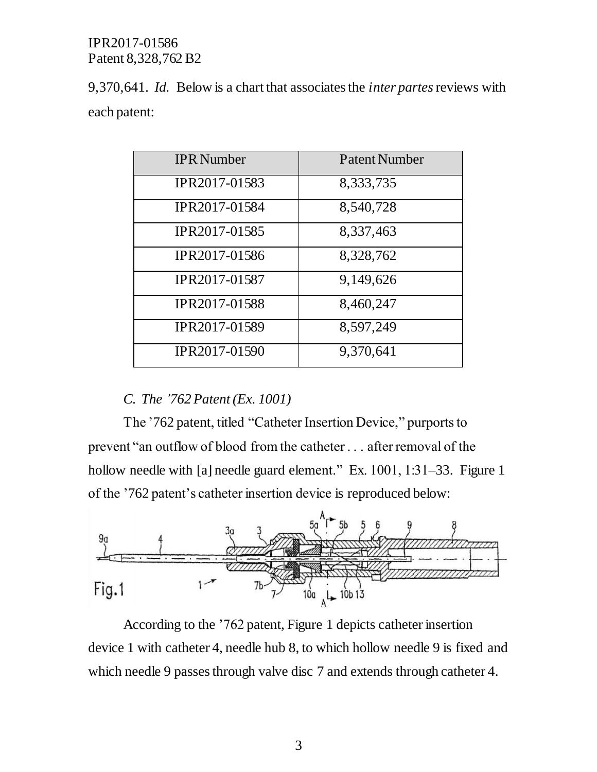9,370,641. *Id.* Below is a chart that associates the *inter partes* reviews with each patent:

| IPR Number | Patent Number |
|---|---|
| IPR2017-01583 | 8,333,735 |
| IPR2017-01584 | 8,540,728 |
| IPR2017-01585 | 8,337,463 |
| IPR2017-01586 | 8,328,762 |
| IPR2017-01587 | 9,149,626 |
| IPR2017-01588 | 8,460,247 |
| IPR2017-01589 | 8,597,249 |
| IPR2017-01590 | 9,370,641 |

*C. The '762 Patent (Ex. 1001)*

The '762 patent, titled "Catheter Insertion Device," purports to prevent "an outflow of blood from the catheter . . . after removal of the hollow needle with [a] needle guard element." Ex. 1001, 1:31–33. Figure 1 of the '762 patent's catheter insertion device is reproduced below:

According to the '762 patent, Figure 1 depicts catheter insertion device 1 with catheter 4, needle hub 8, to which hollow needle 9 is fixed and which needle 9 passes through valve disc 7 and extends through catheter 4.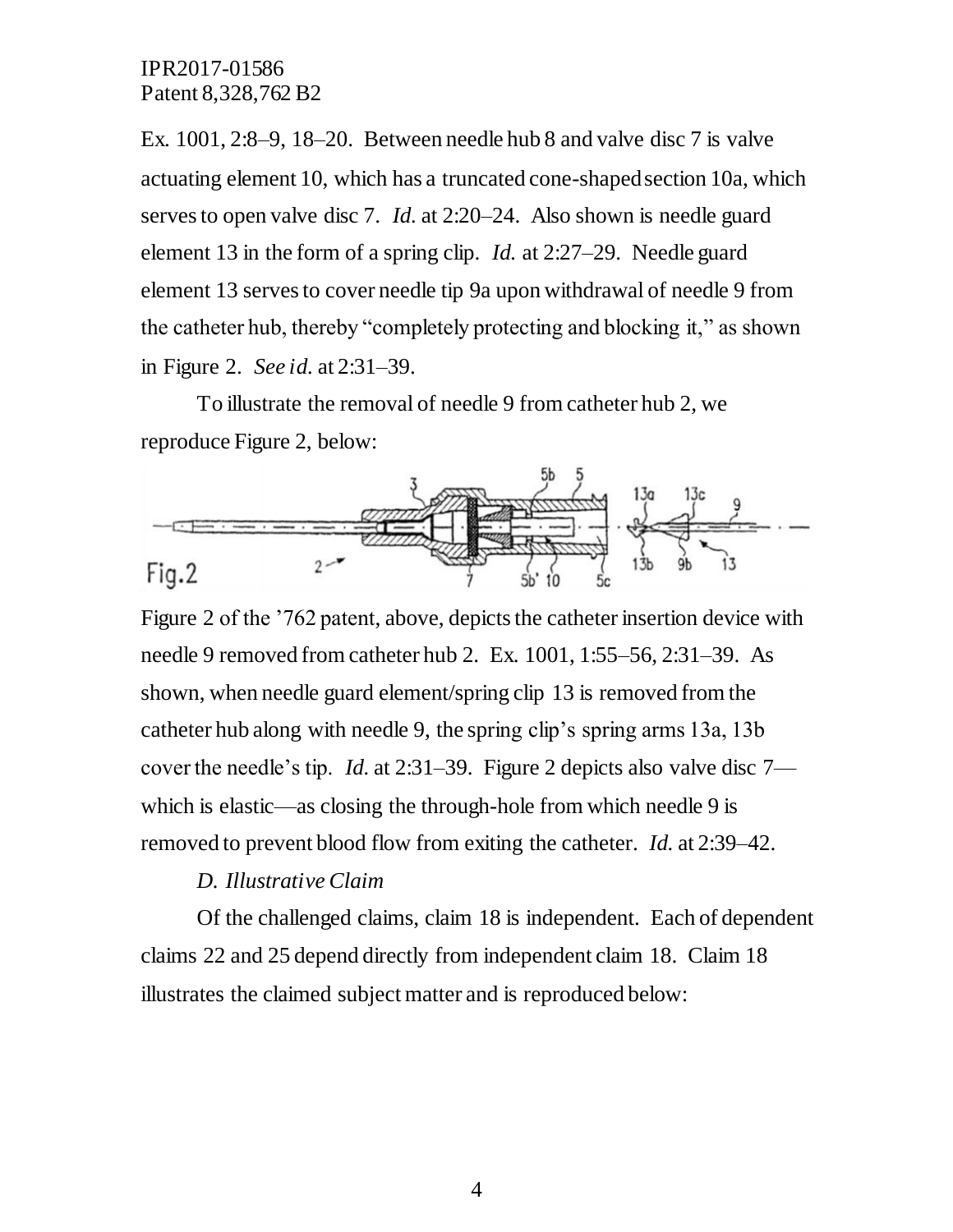Ex. 1001, 2:8–9, 18–20. Between needle hub 8 and valve disc 7 is valve actuating element 10, which has a truncated cone-shaped section 10a, which serves to open valve disc 7. *Id.* at 2:20–24. Also shown is needle guard element 13 in the form of a spring clip. *Id.* at 2:27–29. Needle guard element 13 serves to cover needle tip 9a upon withdrawal of needle 9 from the catheter hub, thereby "completely protecting and blocking it," as shown in Figure 2. *See id.* at 2:31–39.

To illustrate the removal of needle 9 from catheter hub 2, we reproduce Figure 2, below:

Figure 2 of the '762 patent, above, depicts the catheter insertion device with needle 9 removed from catheter hub 2. Ex. 1001, 1:55–56, 2:31–39. As shown, when needle guard element/spring clip 13 is removed from the catheter hub along with needle 9, the spring clip's spring arms 13a, 13b cover the needle's tip. *Id.* at 2:31–39. Figure 2 depicts also valve disc 7—which is elastic—as closing the through-hole from which needle 9 is removed to prevent blood flow from exiting the catheter. *Id.* at 2:39–42.

*D. Illustrative Claim*

Of the challenged claims, claim 18 is independent. Each of dependent claims 22 and 25 depend directly from independent claim 18. Claim 18 illustrates the claimed subject matter and is reproduced below: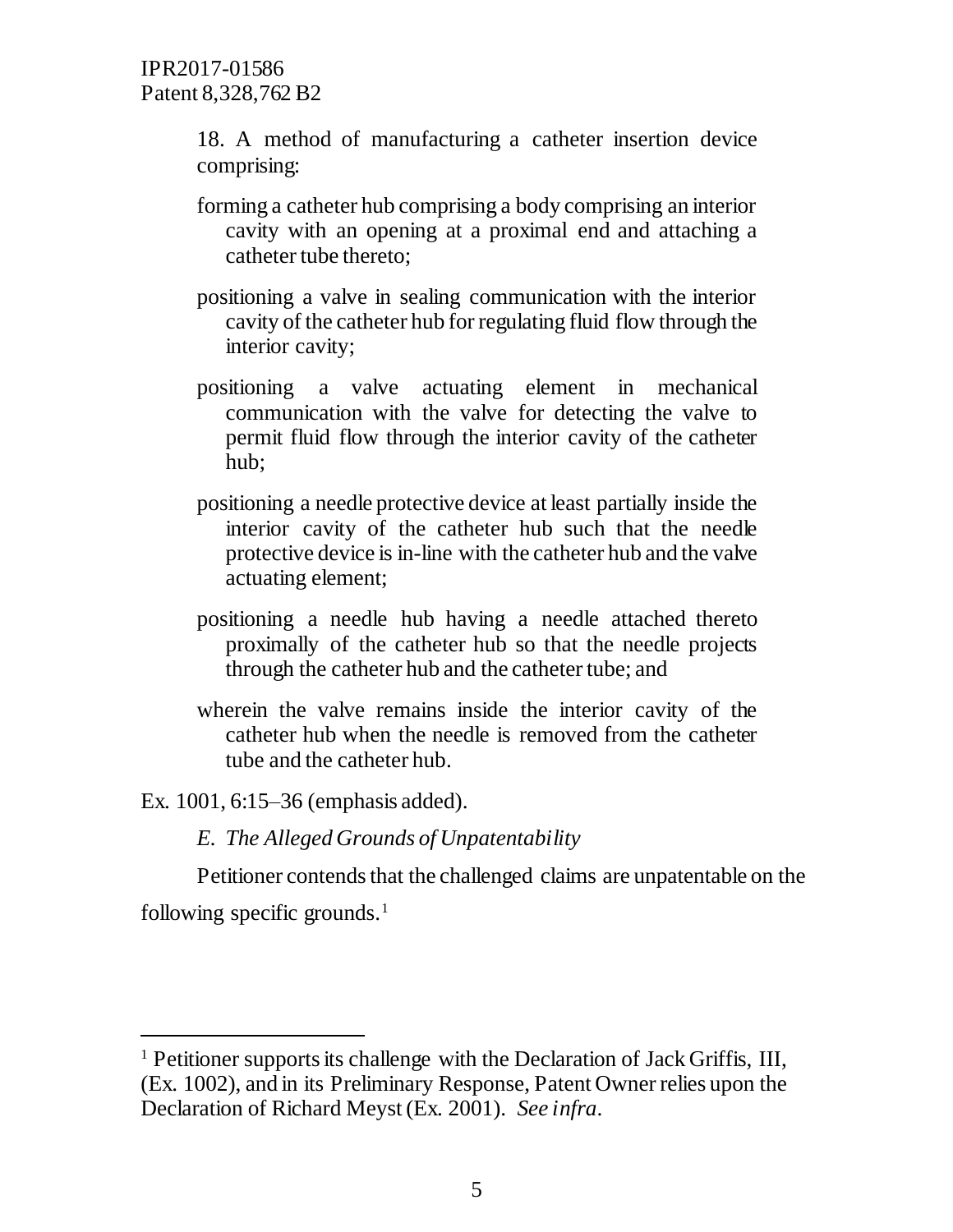> 18. A method of manufacturing a catheter insertion device comprising:
>
> forming a catheter hub comprising a body comprising an interior cavity with an opening at a proximal end and attaching a catheter tube thereto;
>
> positioning a valve in sealing communication with the interior cavity of the catheter hub for regulating fluid flow through the interior cavity;
>
> positioning a valve actuating element in mechanical communication with the valve for detecting the valve to permit fluid flow through the interior cavity of the catheter hub;
>
> positioning a needle protective device at least partially inside the interior cavity of the catheter hub such that the needle protective device is in-line with the catheter hub and the valve actuating element;
>
> positioning a needle hub having a needle attached thereto proximally of the catheter hub so that the needle projects through the catheter hub and the catheter tube; and
>
> wherein the valve remains inside the interior cavity of the catheter hub when the needle is removed from the catheter tube and the catheter hub.

Ex. 1001, 6:15–36 (emphasis added).

### *E. The Alleged Grounds of Unpatentability*

Petitioner contends that the challenged claims are unpatentable on the following specific grounds.[1]

---

[1] Petitioner supports its challenge with the Declaration of Jack Griffis, III, (Ex. 1002), and in its Preliminary Response, Patent Owner relies upon the Declaration of Richard Meyst (Ex. 2001). *See infra*.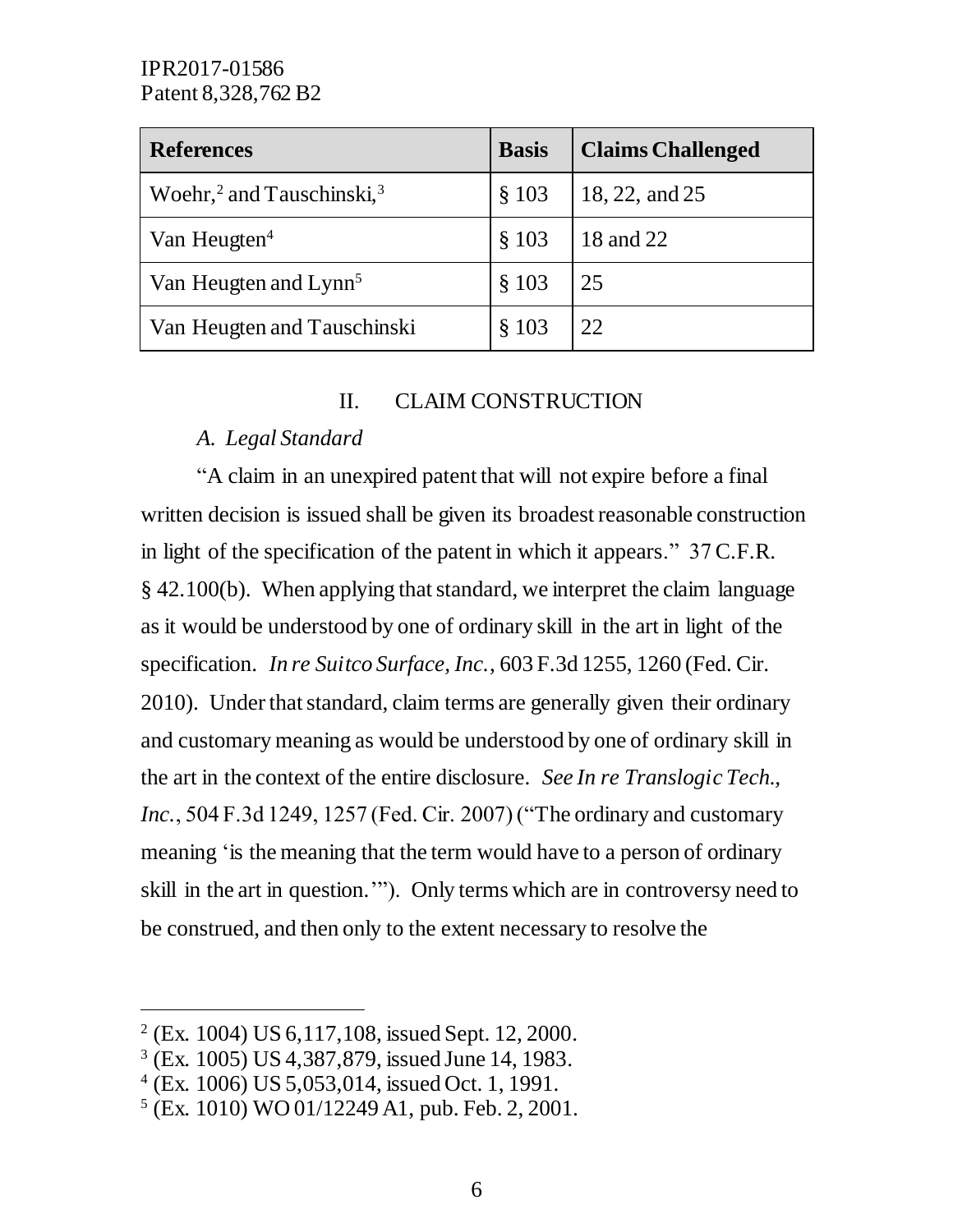| References | Basis | Claims Challenged |
|---|---|---|
| Woehr,[2] and Tauschinski,[3] | § 103 | 18, 22, and 25 |
| Van Heugten[4] | § 103 | 18 and 22 |
| Van Heugten and Lynn[5] | § 103 | 25 |
| Van Heugten and Tauschinski | § 103 | 22 |

## II. CLAIM CONSTRUCTION

### *A. Legal Standard*

"A claim in an unexpired patent that will not expire before a final written decision is issued shall be given its broadest reasonable construction in light of the specification of the patent in which it appears." 37 C.F.R. § 42.100(b). When applying that standard, we interpret the claim language as it would be understood by one of ordinary skill in the art in light of the specification. *In re Suitco Surface, Inc.*, 603 F.3d 1255, 1260 (Fed. Cir. 2010). Under that standard, claim terms are generally given their ordinary and customary meaning as would be understood by one of ordinary skill in the art in the context of the entire disclosure. *See In re Translogic Tech., Inc.*, 504 F.3d 1249, 1257 (Fed. Cir. 2007) ("The ordinary and customary meaning 'is the meaning that the term would have to a person of ordinary skill in the art in question.'"). Only terms which are in controversy need to be construed, and then only to the extent necessary to resolve the

---

[2] (Ex. 1004) US 6,117,108, issued Sept. 12, 2000.

[3] (Ex. 1005) US 4,387,879, issued June 14, 1983.

[4] (Ex. 1006) US 5,053,014, issued Oct. 1, 1991.

[5] (Ex. 1010) WO 01/12249 A1, pub. Feb. 2, 2001.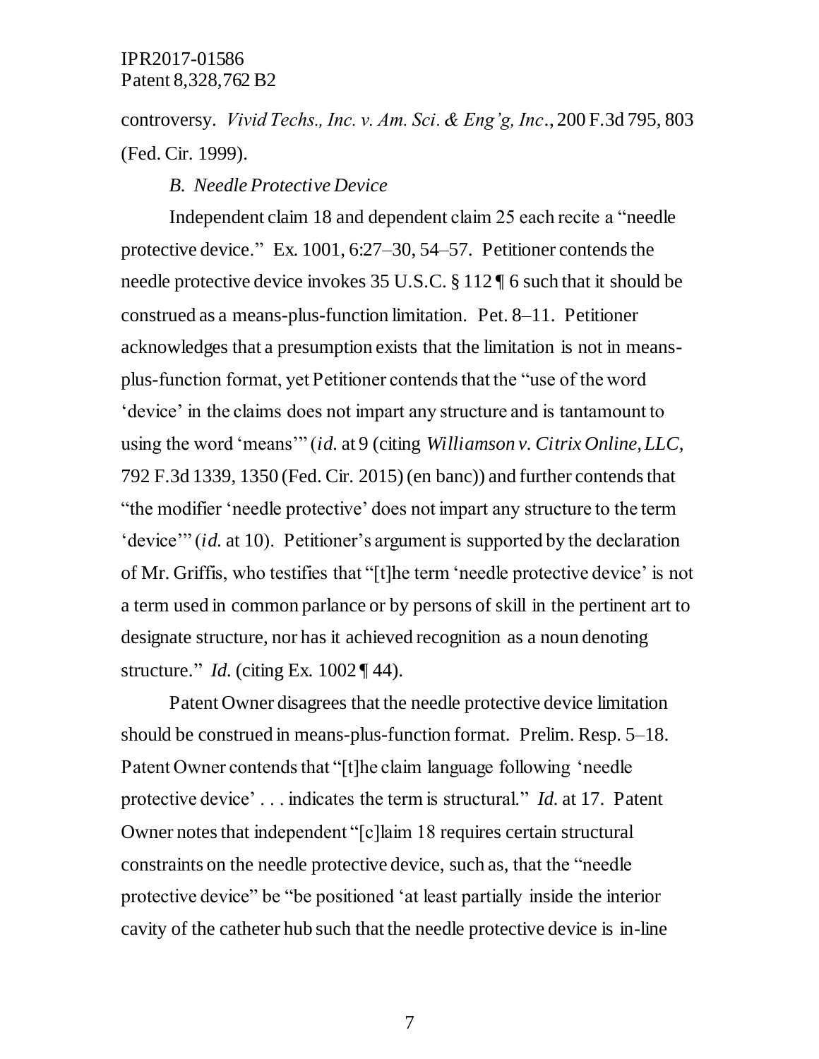controversy. *Vivid Techs., Inc. v. Am. Sci. & Eng'g, Inc.*, 200 F.3d 795, 803 (Fed. Cir. 1999).

### *B. Needle Protective Device*

Independent claim 18 and dependent claim 25 each recite a "needle protective device." Ex. 1001, 6:27–30, 54–57. Petitioner contends the needle protective device invokes 35 U.S.C. § 112 ¶ 6 such that it should be construed as a means-plus-function limitation. Pet. 8–11. Petitioner acknowledges that a presumption exists that the limitation is not in means-plus-function format, yet Petitioner contends that the "use of the word 'device' in the claims does not impart any structure and is tantamount to using the word 'means'" (*id.* at 9 (citing *Williamson v. Citrix Online, LLC*, 792 F.3d 1339, 1350 (Fed. Cir. 2015) (en banc)) and further contends that "the modifier 'needle protective' does not impart any structure to the term 'device'" (*id.* at 10). Petitioner's argument is supported by the declaration of Mr. Griffis, who testifies that "[t]he term 'needle protective device' is not a term used in common parlance or by persons of skill in the pertinent art to designate structure, nor has it achieved recognition as a noun denoting structure." *Id.* (citing Ex. 1002 ¶ 44).

Patent Owner disagrees that the needle protective device limitation should be construed in means-plus-function format. Prelim. Resp. 5–18. Patent Owner contends that "[t]he claim language following 'needle protective device' . . . indicates the term is structural." *Id.* at 17. Patent Owner notes that independent "[c]laim 18 requires certain structural constraints on the needle protective device, such as, that the "needle protective device" be "be positioned 'at least partially inside the interior cavity of the catheter hub such that the needle protective device is in-line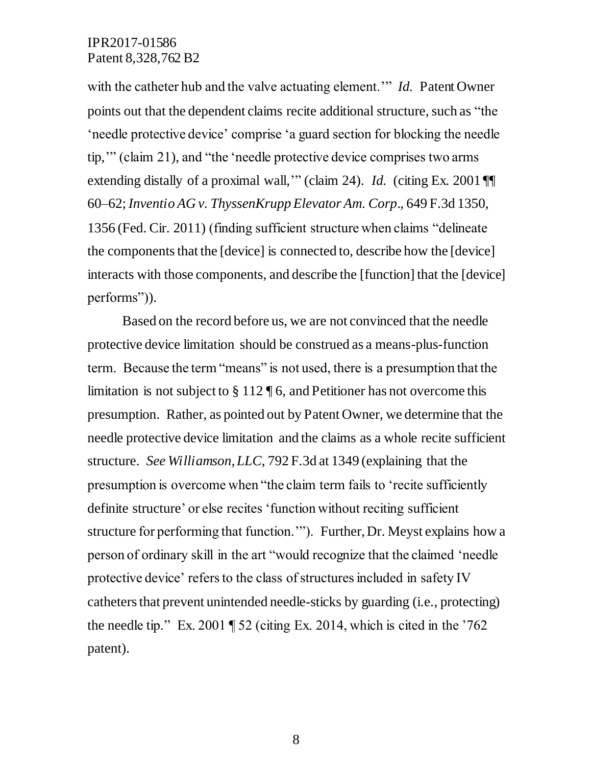with the catheter hub and the valve actuating element.'" *Id.* Patent Owner points out that the dependent claims recite additional structure, such as "the 'needle protective device' comprise 'a guard section for blocking the needle tip,'" (claim 21), and "the 'needle protective device comprises two arms extending distally of a proximal wall,'" (claim 24). *Id.* (citing Ex. 2001 ¶¶ 60–62; *Inventio AG v. ThyssenKrupp Elevator Am. Corp*., 649 F.3d 1350, 1356 (Fed. Cir. 2011) (finding sufficient structure when claims "delineate the components that the [device] is connected to, describe how the [device] interacts with those components, and describe the [function] that the [device] performs")).

Based on the record before us, we are not convinced that the needle protective device limitation should be construed as a means-plus-function term. Because the term "means" is not used, there is a presumption that the limitation is not subject to § 112 ¶ 6, and Petitioner has not overcome this presumption. Rather, as pointed out by Patent Owner, we determine that the needle protective device limitation and the claims as a whole recite sufficient structure. *See Williamson, LLC*, 792 F.3d at 1349 (explaining that the presumption is overcome when "the claim term fails to 'recite sufficiently definite structure' or else recites 'function without reciting sufficient structure for performing that function.'"). Further, Dr. Meyst explains how a person of ordinary skill in the art "would recognize that the claimed 'needle protective device' refers to the class of structures included in safety IV catheters that prevent unintended needle-sticks by guarding (i.e., protecting) the needle tip." Ex. 2001 ¶ 52 (citing Ex. 2014, which is cited in the '762 patent).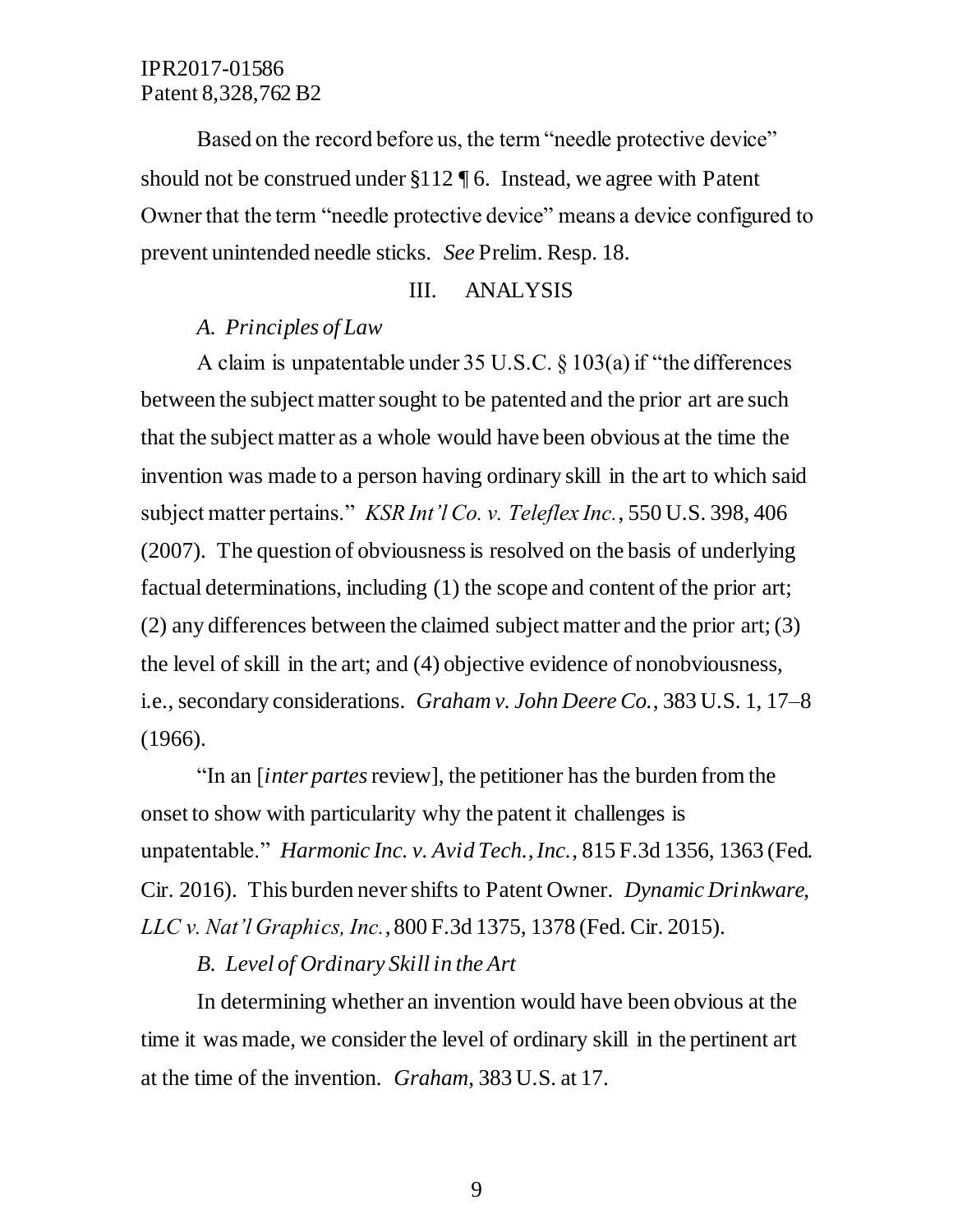Based on the record before us, the term "needle protective device" should not be construed under §112 ¶ 6. Instead, we agree with Patent Owner that the term "needle protective device" means a device configured to prevent unintended needle sticks. *See* Prelim. Resp. 18.

## III. ANALYSIS

### *A. Principles of Law*

A claim is unpatentable under 35 U.S.C. § 103(a) if "the differences between the subject matter sought to be patented and the prior art are such that the subject matter as a whole would have been obvious at the time the invention was made to a person having ordinary skill in the art to which said subject matter pertains." *KSR Int'l Co. v. Teleflex Inc.*, 550 U.S. 398, 406 (2007). The question of obviousness is resolved on the basis of underlying factual determinations, including (1) the scope and content of the prior art; (2) any differences between the claimed subject matter and the prior art; (3) the level of skill in the art; and (4) objective evidence of nonobviousness, i.e., secondary considerations. *Graham v. John Deere Co.*, 383 U.S. 1, 17–8 (1966).

"In an [*inter partes* review], the petitioner has the burden from the onset to show with particularity why the patent it challenges is unpatentable." *Harmonic Inc. v. Avid Tech., Inc.*, 815 F.3d 1356, 1363 (Fed. Cir. 2016). This burden never shifts to Patent Owner. *Dynamic Drinkware, LLC v. Nat'l Graphics, Inc.*, 800 F.3d 1375, 1378 (Fed. Cir. 2015).

### *B. Level of Ordinary Skill in the Art*

In determining whether an invention would have been obvious at the time it was made, we consider the level of ordinary skill in the pertinent art at the time of the invention. *Graham*, 383 U.S. at 17.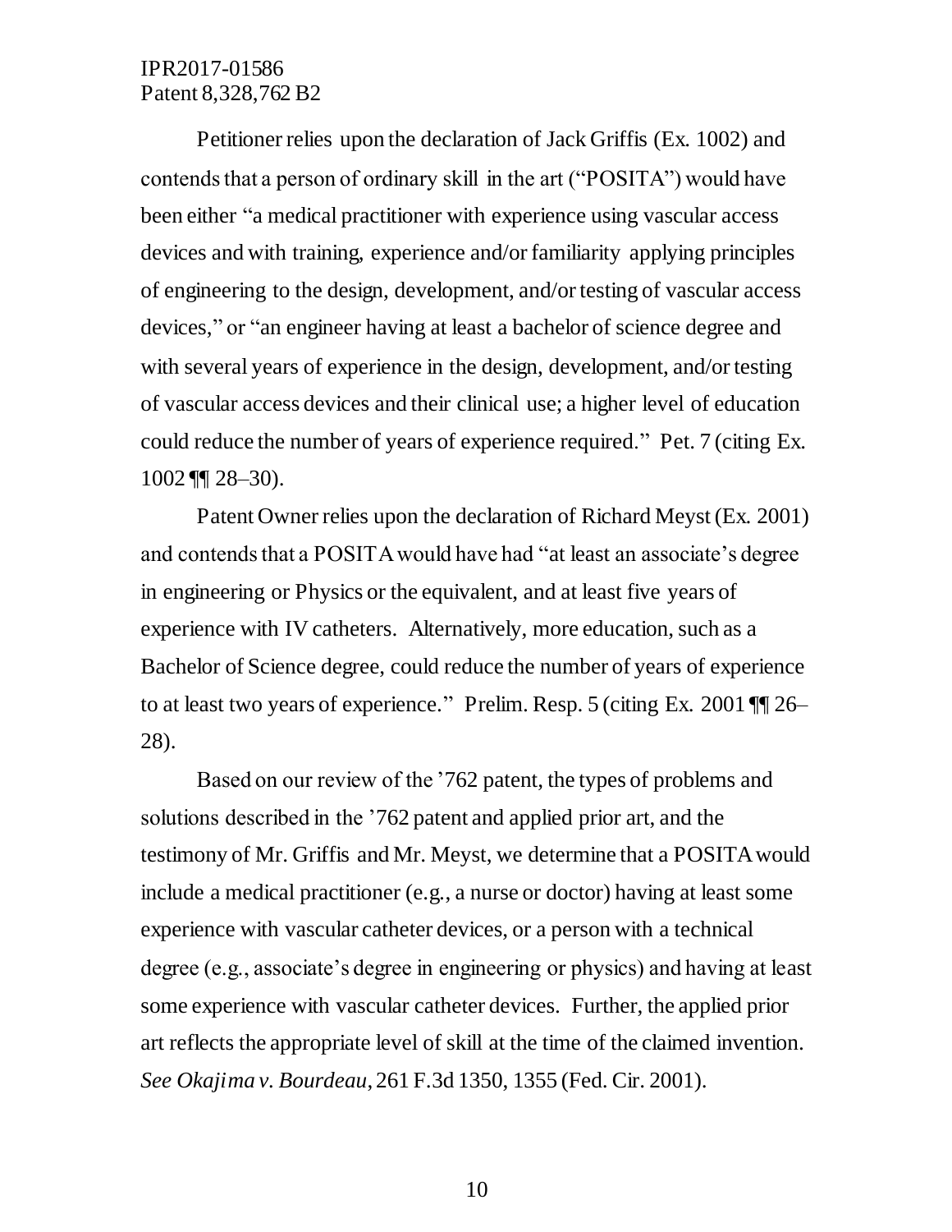Petitioner relies upon the declaration of Jack Griffis (Ex. 1002) and contends that a person of ordinary skill in the art ("POSITA") would have been either "a medical practitioner with experience using vascular access devices and with training, experience and/or familiarity applying principles of engineering to the design, development, and/or testing of vascular access devices," or "an engineer having at least a bachelor of science degree and with several years of experience in the design, development, and/or testing of vascular access devices and their clinical use; a higher level of education could reduce the number of years of experience required." Pet. 7 (citing Ex. 1002 ¶¶ 28–30).

Patent Owner relies upon the declaration of Richard Meyst (Ex. 2001) and contends that a POSITA would have had "at least an associate's degree in engineering or Physics or the equivalent, and at least five years of experience with IV catheters. Alternatively, more education, such as a Bachelor of Science degree, could reduce the number of years of experience to at least two years of experience." Prelim. Resp. 5 (citing Ex. 2001 ¶¶ 26–28).

Based on our review of the '762 patent, the types of problems and solutions described in the '762 patent and applied prior art, and the testimony of Mr. Griffis and Mr. Meyst, we determine that a POSITA would include a medical practitioner (e.g., a nurse or doctor) having at least some experience with vascular catheter devices, or a person with a technical degree (e.g., associate's degree in engineering or physics) and having at least some experience with vascular catheter devices. Further, the applied prior art reflects the appropriate level of skill at the time of the claimed invention. *See Okajima v. Bourdeau*, 261 F.3d 1350, 1355 (Fed. Cir. 2001).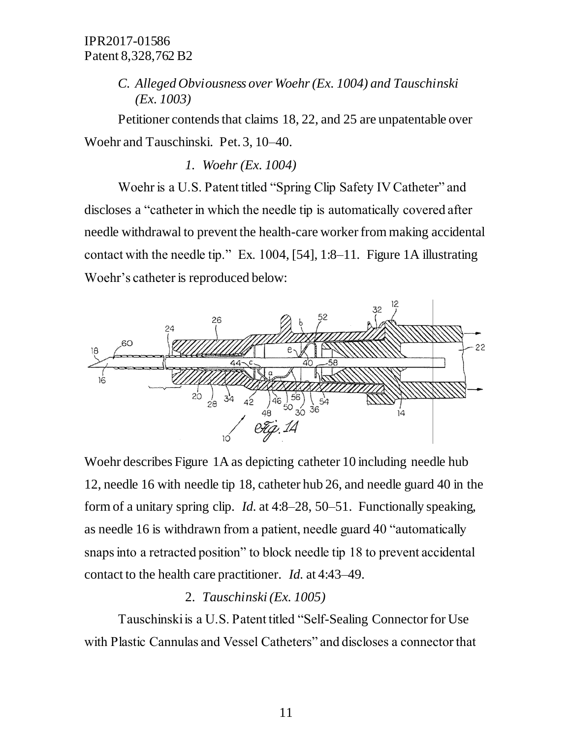### C. *Alleged Obviousness over Woehr (Ex. 1004) and Tauschinski (Ex. 1003)*

Petitioner contends that claims 18, 22, and 25 are unpatentable over Woehr and Tauschinski. Pet. 3, 10–40.

#### *1. Woehr (Ex. 1004)*

Woehr is a U.S. Patent titled "Spring Clip Safety IV Catheter" and discloses a "catheter in which the needle tip is automatically covered after needle withdrawal to prevent the health-care worker from making accidental contact with the needle tip." Ex. 1004, [54], 1:8–11. Figure 1A illustrating Woehr's catheter is reproduced below:

Woehr describes Figure 1A as depicting catheter 10 including needle hub 12, needle 16 with needle tip 18, catheter hub 26, and needle guard 40 in the form of a unitary spring clip. *Id.* at 4:8–28, 50–51. Functionally speaking, as needle 16 is withdrawn from a patient, needle guard 40 "automatically snaps into a retracted position" to block needle tip 18 to prevent accidental contact to the health care practitioner. *Id.* at 4:43–49.

#### 2. *Tauschinski (Ex. 1005)*

Tauschinski is a U.S. Patent titled "Self-Sealing Connector for Use with Plastic Cannulas and Vessel Catheters" and discloses a connector that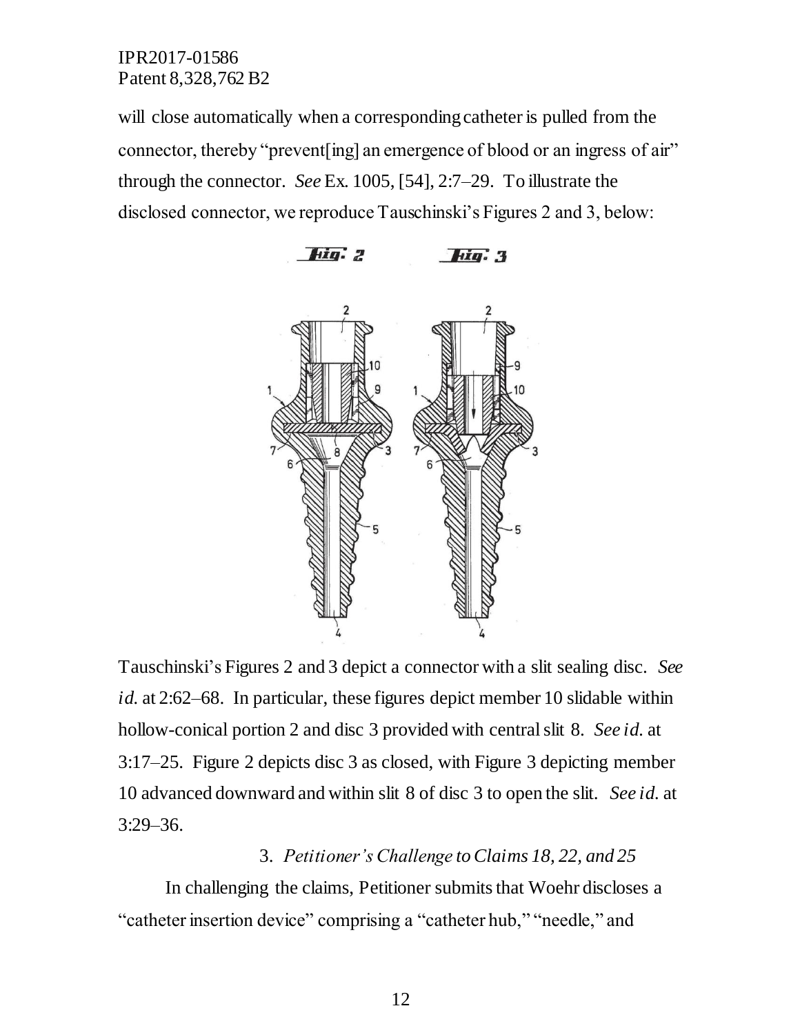will close automatically when a corresponding catheter is pulled from the connector, thereby "prevent[ing] an emergence of blood or an ingress of air" through the connector. *See* Ex. 1005, [54], 2:7–29. To illustrate the disclosed connector, we reproduce Tauschinski's Figures 2 and 3, below:

Tauschinski's Figures 2 and 3 depict a connector with a slit sealing disc. *See id.* at 2:62–68. In particular, these figures depict member 10 slidable within hollow-conical portion 2 and disc 3 provided with central slit 8. *See id.* at 3:17–25. Figure 2 depicts disc 3 as closed, with Figure 3 depicting member 10 advanced downward and within slit 8 of disc 3 to open the slit. *See id.* at 3:29–36.

### 3. *Petitioner's Challenge to Claims 18, 22, and 25*

In challenging the claims, Petitioner submits that Woehr discloses a "catheter insertion device" comprising a "catheter hub," "needle," and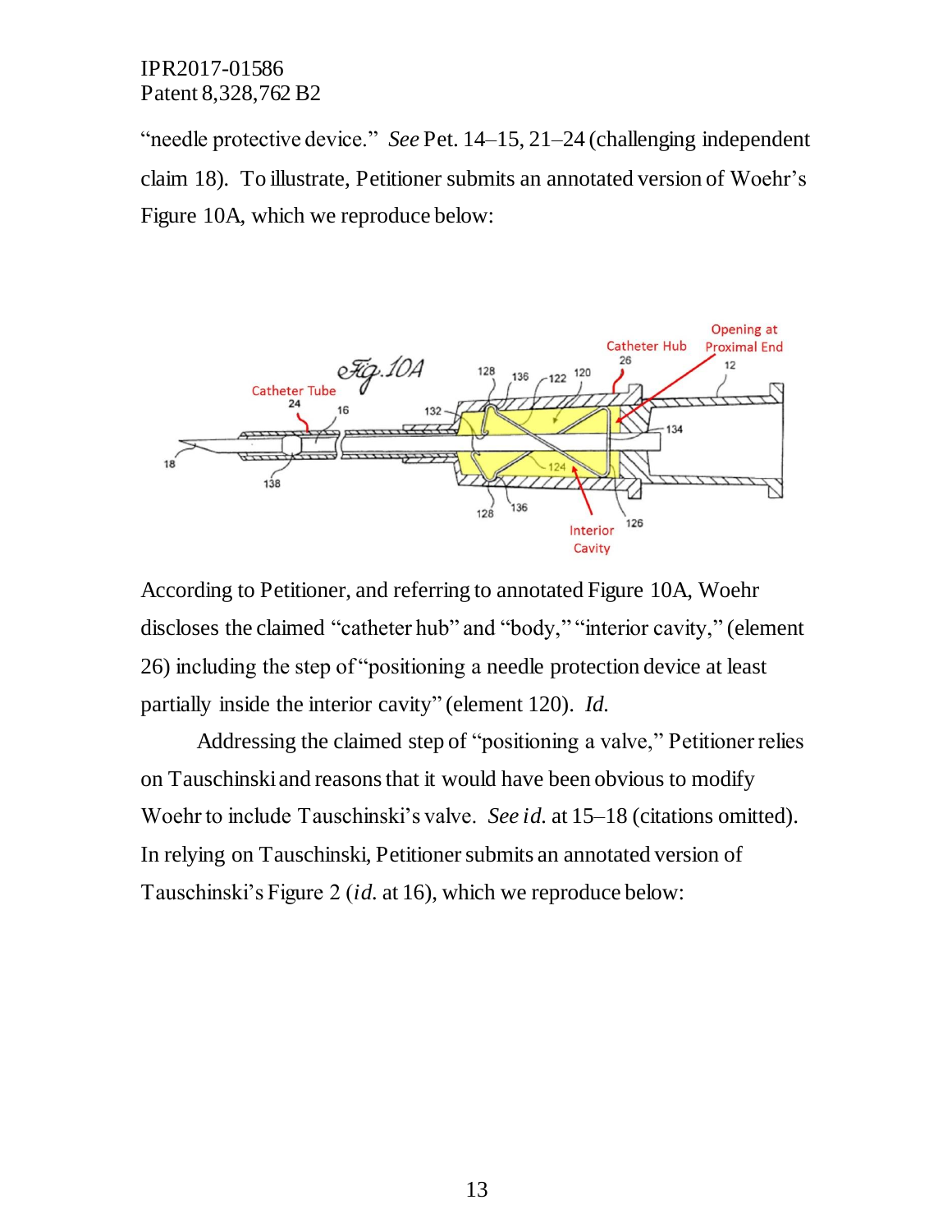"needle protective device." *See* Pet. 14–15, 21–24 (challenging independent claim 18). To illustrate, Petitioner submits an annotated version of Woehr's Figure 10A, which we reproduce below:

According to Petitioner, and referring to annotated Figure 10A, Woehr discloses the claimed "catheter hub" and "body," "interior cavity," (element 26) including the step of "positioning a needle protection device at least partially inside the interior cavity" (element 120). *Id.*

Addressing the claimed step of "positioning a valve," Petitioner relies on Tauschinski and reasons that it would have been obvious to modify Woehr to include Tauschinski's valve. *See id.* at 15–18 (citations omitted). In relying on Tauschinski, Petitioner submits an annotated version of Tauschinski's Figure 2 (*id.* at 16), which we reproduce below: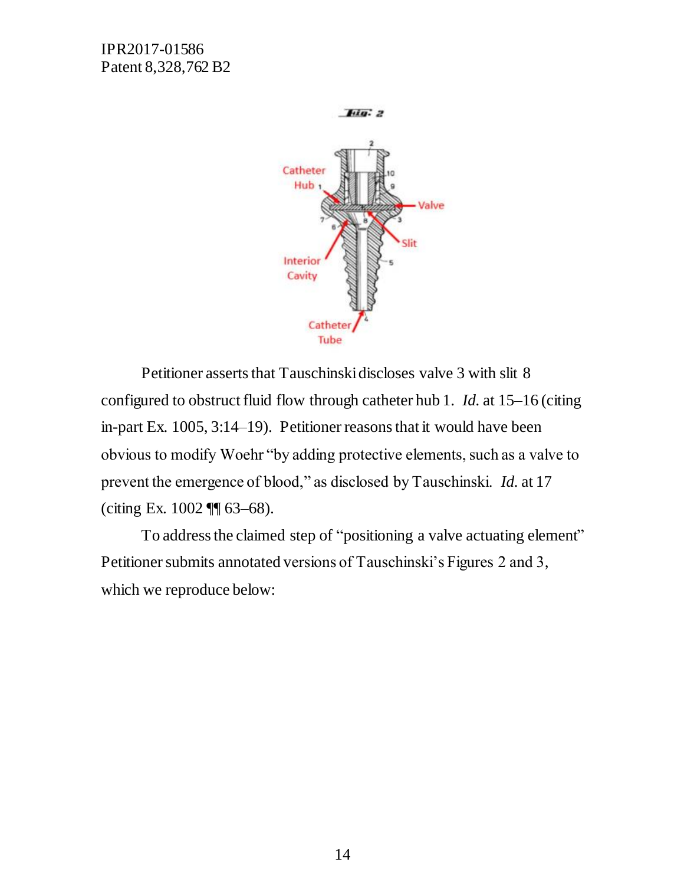Petitioner asserts that Tauschinski discloses valve 3 with slit 8 configured to obstruct fluid flow through catheter hub 1. *Id.* at 15–16 (citing in-part Ex. 1005, 3:14–19). Petitioner reasons that it would have been obvious to modify Woehr "by adding protective elements, such as a valve to prevent the emergence of blood," as disclosed by Tauschinski. *Id.* at 17 (citing Ex. 1002 ¶¶ 63–68).

To address the claimed step of "positioning a valve actuating element" Petitioner submits annotated versions of Tauschinski's Figures 2 and 3, which we reproduce below: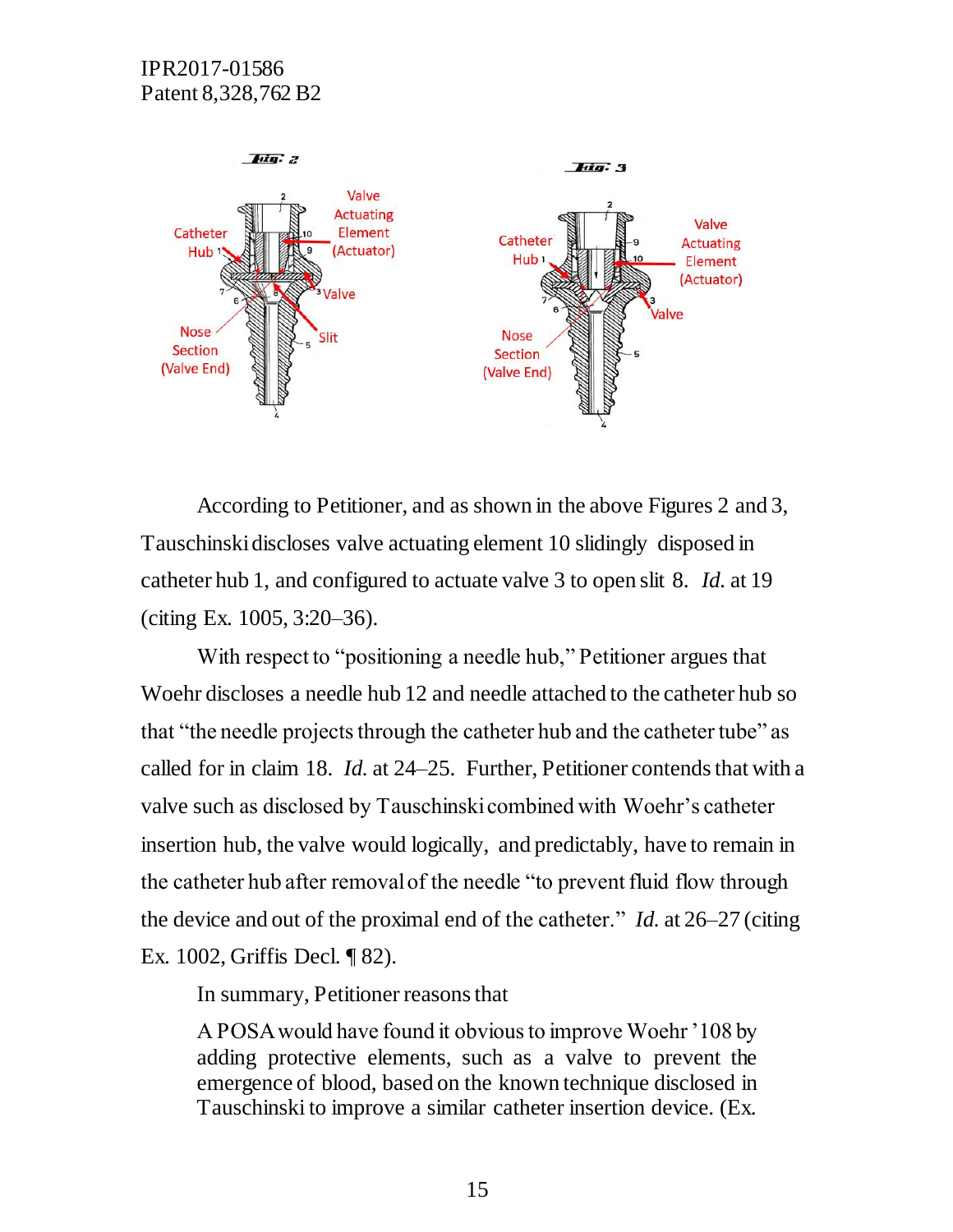According to Petitioner, and as shown in the above Figures 2 and 3, Tauschinski discloses valve actuating element 10 slidingly disposed in catheter hub 1, and configured to actuate valve 3 to open slit 8. *Id.* at 19 (citing Ex. 1005, 3:20–36).

With respect to "positioning a needle hub," Petitioner argues that Woehr discloses a needle hub 12 and needle attached to the catheter hub so that "the needle projects through the catheter hub and the catheter tube" as called for in claim 18. *Id.* at 24–25. Further, Petitioner contends that with a valve such as disclosed by Tauschinski combined with Woehr's catheter insertion hub, the valve would logically, and predictably, have to remain in the catheter hub after removal of the needle "to prevent fluid flow through the device and out of the proximal end of the catheter." *Id.* at 26–27 (citing Ex. 1002, Griffis Decl. ¶ 82).

In summary, Petitioner reasons that

> A POSA would have found it obvious to improve Woehr '108 by adding protective elements, such as a valve to prevent the emergence of blood, based on the known technique disclosed in Tauschinski to improve a similar catheter insertion device. (Ex.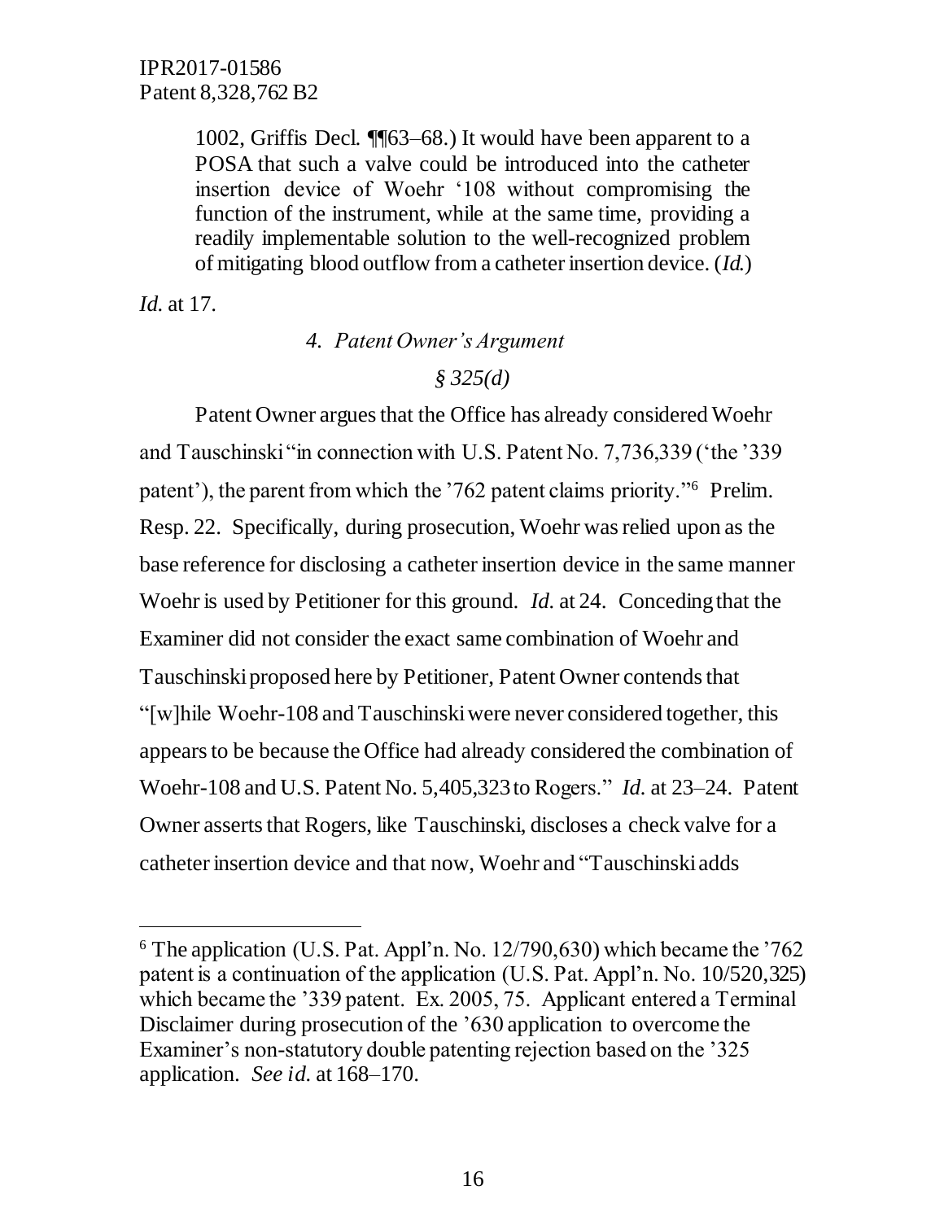> 1002, Griffis Decl. ¶¶63–68.) It would have been apparent to a POSA that such a valve could be introduced into the catheter insertion device of Woehr '108 without compromising the function of the instrument, while at the same time, providing a readily implementable solution to the well-recognized problem of mitigating blood outflow from a catheter insertion device. (*Id.*)

*Id.* at 17.

#### *4. Patent Owner's Argument*

#### *§ 325(d)*

Patent Owner argues that the Office has already considered Woehr and Tauschinski "in connection with U.S. Patent No. 7,736,339 ('the '339 patent'), the parent from which the '762 patent claims priority."[6] Prelim. Resp. 22. Specifically, during prosecution, Woehr was relied upon as the base reference for disclosing a catheter insertion device in the same manner Woehr is used by Petitioner for this ground. *Id.* at 24. Conceding that the Examiner did not consider the exact same combination of Woehr and Tauschinski proposed here by Petitioner, Patent Owner contends that "[w]hile Woehr-108 and Tauschinski were never considered together, this appears to be because the Office had already considered the combination of Woehr-108 and U.S. Patent No. 5,405,323 to Rogers." *Id.* at 23–24. Patent Owner asserts that Rogers, like Tauschinski, discloses a check valve for a catheter insertion device and that now, Woehr and "Tauschinski adds

---

[6] The application (U.S. Pat. Appl'n. No. 12/790,630) which became the '762 patent is a continuation of the application (U.S. Pat. Appl'n. No. 10/520,325) which became the '339 patent. Ex. 2005, 75. Applicant entered a Terminal Disclaimer during prosecution of the '630 application to overcome the Examiner's non-statutory double patenting rejection based on the '325 application. *See id.* at 168–170.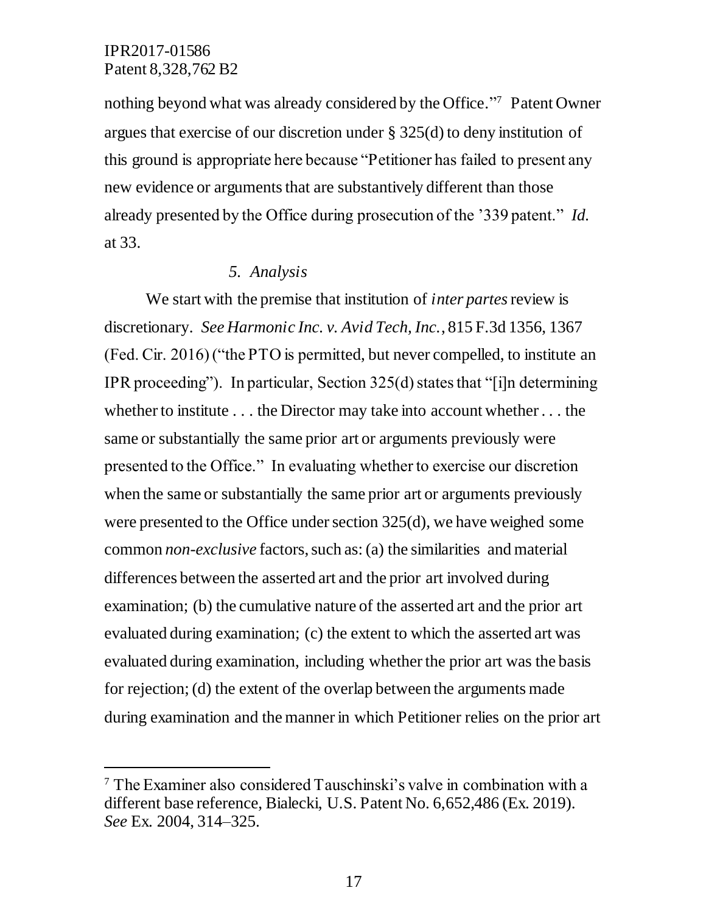nothing beyond what was already considered by the Office."[7] Patent Owner argues that exercise of our discretion under § 325(d) to deny institution of this ground is appropriate here because "Petitioner has failed to present any new evidence or arguments that are substantively different than those already presented by the Office during prosecution of the '339 patent." *Id.* at 33.

### *5. Analysis*

We start with the premise that institution of *inter partes* review is discretionary. *See Harmonic Inc. v. Avid Tech, Inc.*, 815 F.3d 1356, 1367 (Fed. Cir. 2016) ("the PTO is permitted, but never compelled, to institute an IPR proceeding"). In particular, Section 325(d) states that "[i]n determining whether to institute . . . the Director may take into account whether . . . the same or substantially the same prior art or arguments previously were presented to the Office." In evaluating whether to exercise our discretion when the same or substantially the same prior art or arguments previously were presented to the Office under section 325(d), we have weighed some common *non-exclusive* factors, such as: (a) the similarities and material differences between the asserted art and the prior art involved during examination; (b) the cumulative nature of the asserted art and the prior art evaluated during examination; (c) the extent to which the asserted art was evaluated during examination, including whether the prior art was the basis for rejection; (d) the extent of the overlap between the arguments made during examination and the manner in which Petitioner relies on the prior art

---

[7] The Examiner also considered Tauschinski's valve in combination with a different base reference, Bialecki, U.S. Patent No. 6,652,486 (Ex. 2019). *See* Ex. 2004, 314–325.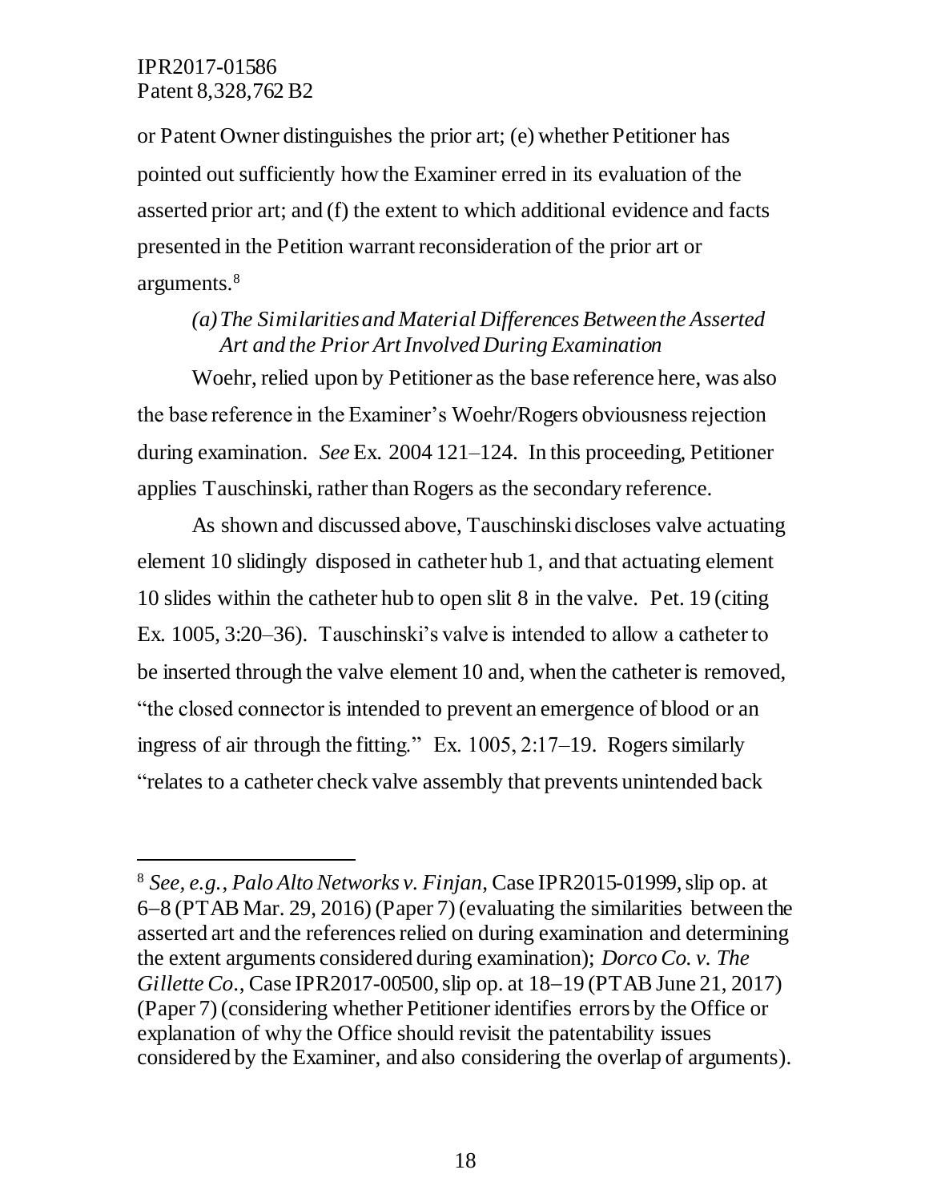or Patent Owner distinguishes the prior art; (e) whether Petitioner has pointed out sufficiently how the Examiner erred in its evaluation of the asserted prior art; and (f) the extent to which additional evidence and facts presented in the Petition warrant reconsideration of the prior art or arguments.[8]

*(a) The Similarities and Material Differences Between the Asserted Art and the Prior Art Involved During Examination*

Woehr, relied upon by Petitioner as the base reference here, was also the base reference in the Examiner's Woehr/Rogers obviousness rejection during examination. *See* Ex. 2004 121–124. In this proceeding, Petitioner applies Tauschinski, rather than Rogers as the secondary reference.

As shown and discussed above, Tauschinski discloses valve actuating element 10 slidingly disposed in catheter hub 1, and that actuating element 10 slides within the catheter hub to open slit 8 in the valve. Pet. 19 (citing Ex. 1005, 3:20–36). Tauschinski's valve is intended to allow a catheter to be inserted through the valve element 10 and, when the catheter is removed, "the closed connector is intended to prevent an emergence of blood or an ingress of air through the fitting." Ex. 1005, 2:17–19. Rogers similarly "relates to a catheter check valve assembly that prevents unintended back

---

[8] *See, e.g.*, *Palo Alto Networks v. Finjan*, Case IPR2015-01999, slip op. at 6–8 (PTAB Mar. 29, 2016) (Paper 7) (evaluating the similarities between the asserted art and the references relied on during examination and determining the extent arguments considered during examination); *Dorco Co. v. The Gillette Co.*, Case IPR2017-00500, slip op. at 18–19 (PTAB June 21, 2017) (Paper 7) (considering whether Petitioner identifies errors by the Office or explanation of why the Office should revisit the patentability issues considered by the Examiner, and also considering the overlap of arguments).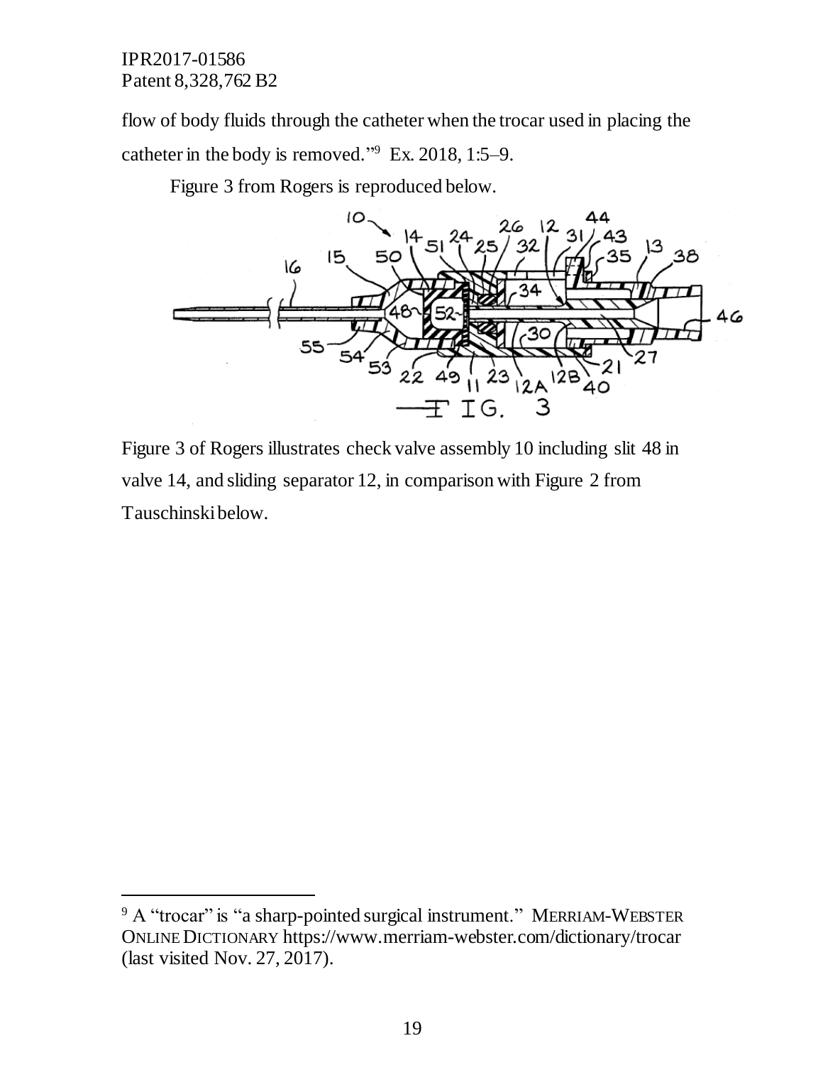flow of body fluids through the catheter when the trocar used in placing the catheter in the body is removed."[9] Ex. 2018, 1:5–9.

Figure 3 from Rogers is reproduced below.

Figure 3 of Rogers illustrates check valve assembly 10 including slit 48 in valve 14, and sliding separator 12, in comparison with Figure 2 from Tauschinski below.

---

[9] A "trocar" is "a sharp-pointed surgical instrument." MERRIAM-WEBSTER ONLINE DICTIONARY https://www.merriam-webster.com/dictionary/trocar (last visited Nov. 27, 2017).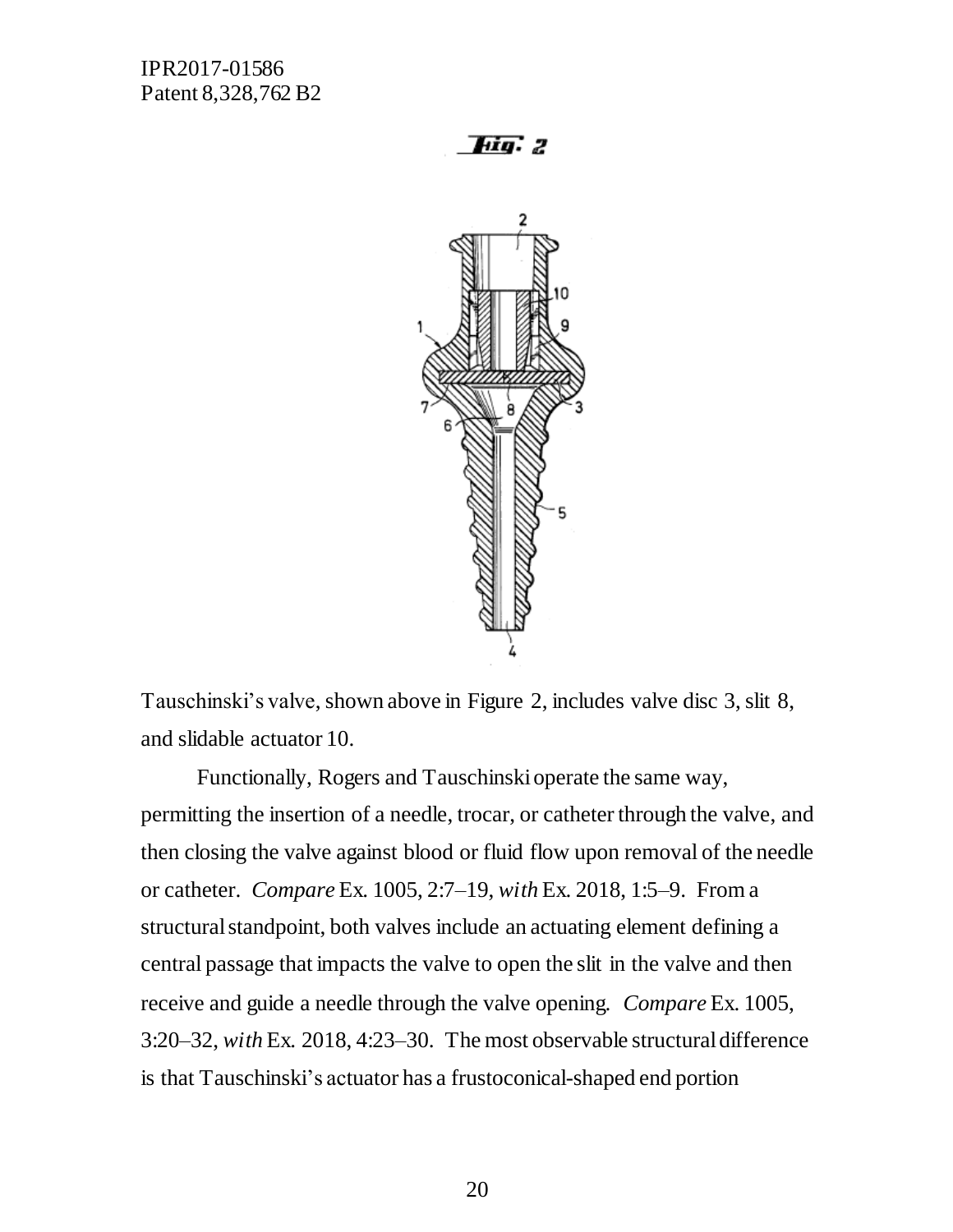Tauschinski's valve, shown above in Figure 2, includes valve disc 3, slit 8, and slidable actuator 10.

Functionally, Rogers and Tauschinski operate the same way, permitting the insertion of a needle, trocar, or catheter through the valve, and then closing the valve against blood or fluid flow upon removal of the needle or catheter. *Compare* Ex. 1005, 2:7–19, *with* Ex. 2018, 1:5–9. From a structural standpoint, both valves include an actuating element defining a central passage that impacts the valve to open the slit in the valve and then receive and guide a needle through the valve opening. *Compare* Ex. 1005, 3:20–32, *with* Ex. 2018, 4:23–30. The most observable structural difference is that Tauschinski's actuator has a frustoconical-shaped end portion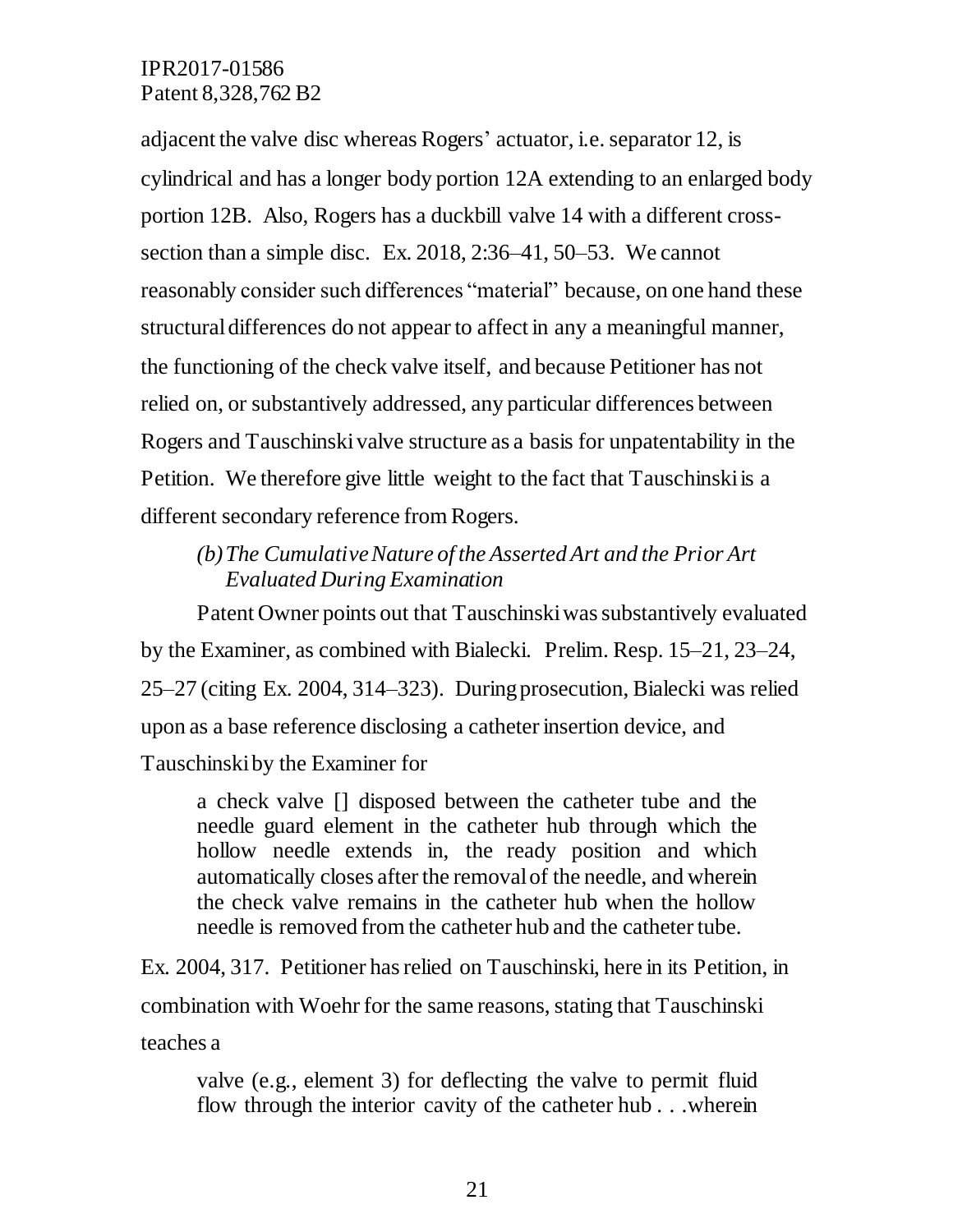adjacent the valve disc whereas Rogers' actuator, i.e. separator 12, is cylindrical and has a longer body portion 12A extending to an enlarged body portion 12B. Also, Rogers has a duckbill valve 14 with a different cross-section than a simple disc. Ex. 2018, 2:36–41, 50–53. We cannot reasonably consider such differences "material" because, on one hand these structural differences do not appear to affect in any a meaningful manner, the functioning of the check valve itself, and because Petitioner has not relied on, or substantively addressed, any particular differences between Rogers and Tauschinski valve structure as a basis for unpatentability in the Petition. We therefore give little weight to the fact that Tauschinski is a different secondary reference from Rogers.

*(b) The Cumulative Nature of the Asserted Art and the Prior Art Evaluated During Examination*

Patent Owner points out that Tauschinski was substantively evaluated by the Examiner, as combined with Bialecki. Prelim. Resp. 15–21, 23–24, 25–27 (citing Ex. 2004, 314–323). During prosecution, Bialecki was relied upon as a base reference disclosing a catheter insertion device, and Tauschinski by the Examiner for

> a check valve [] disposed between the catheter tube and the needle guard element in the catheter hub through which the hollow needle extends in, the ready position and which automatically closes after the removal of the needle, and wherein the check valve remains in the catheter hub when the hollow needle is removed from the catheter hub and the catheter tube.

Ex. 2004, 317. Petitioner has relied on Tauschinski, here in its Petition, in combination with Woehr for the same reasons, stating that Tauschinski teaches a

> valve (e.g., element 3) for deflecting the valve to permit fluid flow through the interior cavity of the catheter hub . . .wherein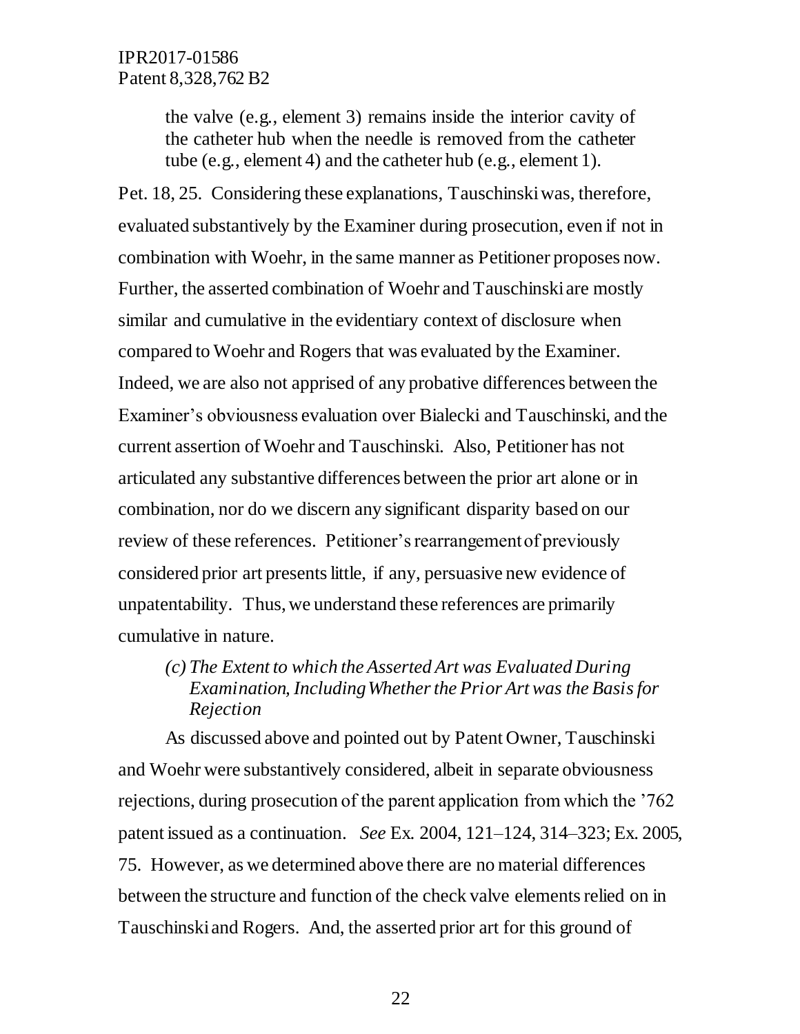> the valve (e.g., element 3) remains inside the interior cavity of the catheter hub when the needle is removed from the catheter tube (e.g., element 4) and the catheter hub (e.g., element 1).

Pet. 18, 25. Considering these explanations, Tauschinski was, therefore, evaluated substantively by the Examiner during prosecution, even if not in combination with Woehr, in the same manner as Petitioner proposes now. Further, the asserted combination of Woehr and Tauschinski are mostly similar and cumulative in the evidentiary context of disclosure when compared to Woehr and Rogers that was evaluated by the Examiner. Indeed, we are also not apprised of any probative differences between the Examiner's obviousness evaluation over Bialecki and Tauschinski, and the current assertion of Woehr and Tauschinski. Also, Petitioner has not articulated any substantive differences between the prior art alone or in combination, nor do we discern any significant disparity based on our review of these references. Petitioner's rearrangement of previously considered prior art presents little, if any, persuasive new evidence of unpatentability. Thus, we understand these references are primarily cumulative in nature.

*(c) The Extent to which the Asserted Art was Evaluated During Examination, Including Whether the Prior Art was the Basis for Rejection*

As discussed above and pointed out by Patent Owner, Tauschinski and Woehr were substantively considered, albeit in separate obviousness rejections, during prosecution of the parent application from which the '762 patent issued as a continuation. *See* Ex. 2004, 121–124, 314–323; Ex. 2005, 75. However, as we determined above there are no material differences between the structure and function of the check valve elements relied on in Tauschinski and Rogers. And, the asserted prior art for this ground of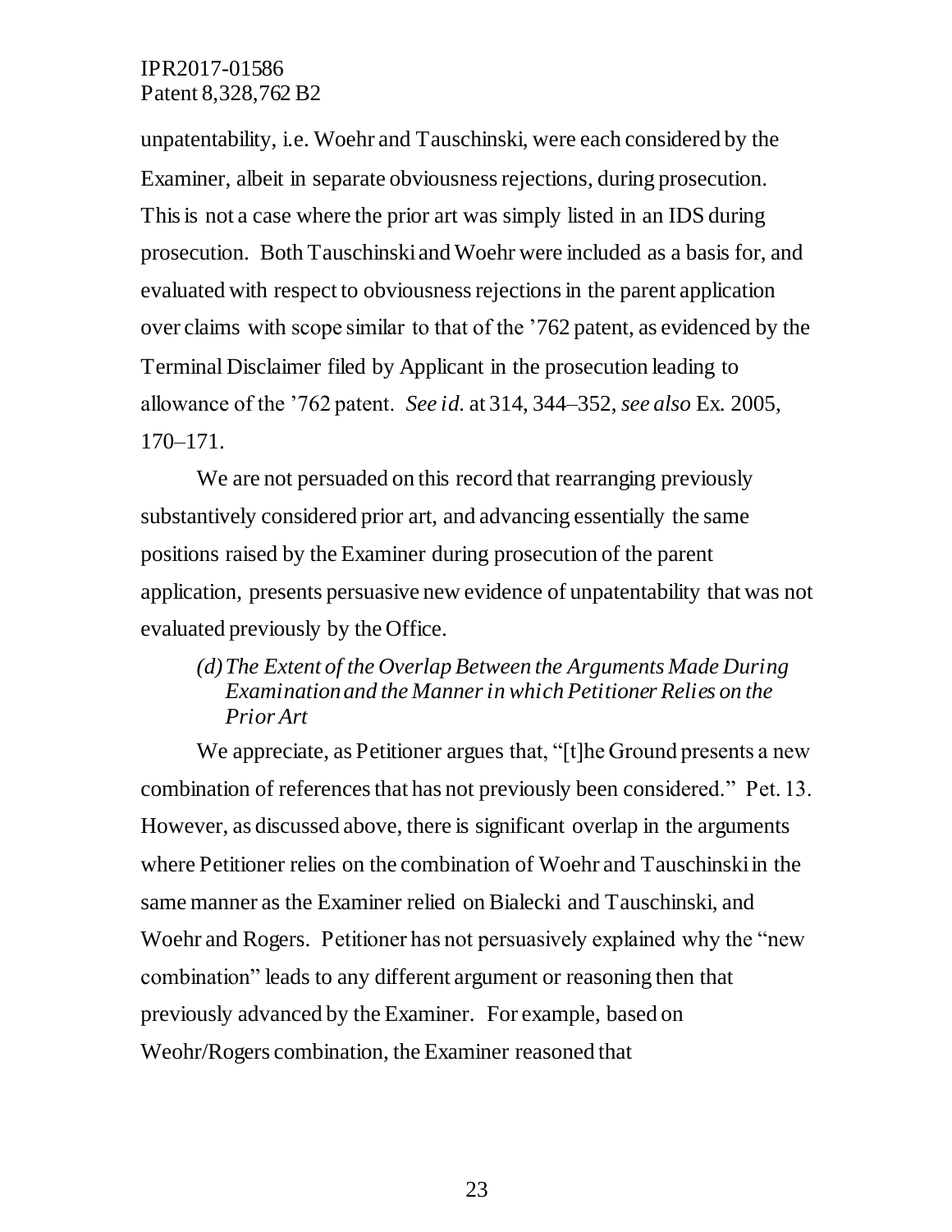unpatentability, i.e. Woehr and Tauschinski, were each considered by the Examiner, albeit in separate obviousness rejections, during prosecution. This is not a case where the prior art was simply listed in an IDS during prosecution. Both Tauschinski and Woehr were included as a basis for, and evaluated with respect to obviousness rejections in the parent application over claims with scope similar to that of the '762 patent, as evidenced by the Terminal Disclaimer filed by Applicant in the prosecution leading to allowance of the '762 patent. *See id.* at 314, 344–352, *see also* Ex. 2005, 170–171.

We are not persuaded on this record that rearranging previously substantively considered prior art, and advancing essentially the same positions raised by the Examiner during prosecution of the parent application, presents persuasive new evidence of unpatentability that was not evaluated previously by the Office.

*(d) The Extent of the Overlap Between the Arguments Made During Examination and the Manner in which Petitioner Relies on the Prior Art*

We appreciate, as Petitioner argues that, "[t]he Ground presents a new combination of references that has not previously been considered." Pet. 13. However, as discussed above, there is significant overlap in the arguments where Petitioner relies on the combination of Woehr and Tauschinski in the same manner as the Examiner relied on Bialecki and Tauschinski, and Woehr and Rogers. Petitioner has not persuasively explained why the "new combination" leads to any different argument or reasoning then that previously advanced by the Examiner. For example, based on Weohr/Rogers combination, the Examiner reasoned that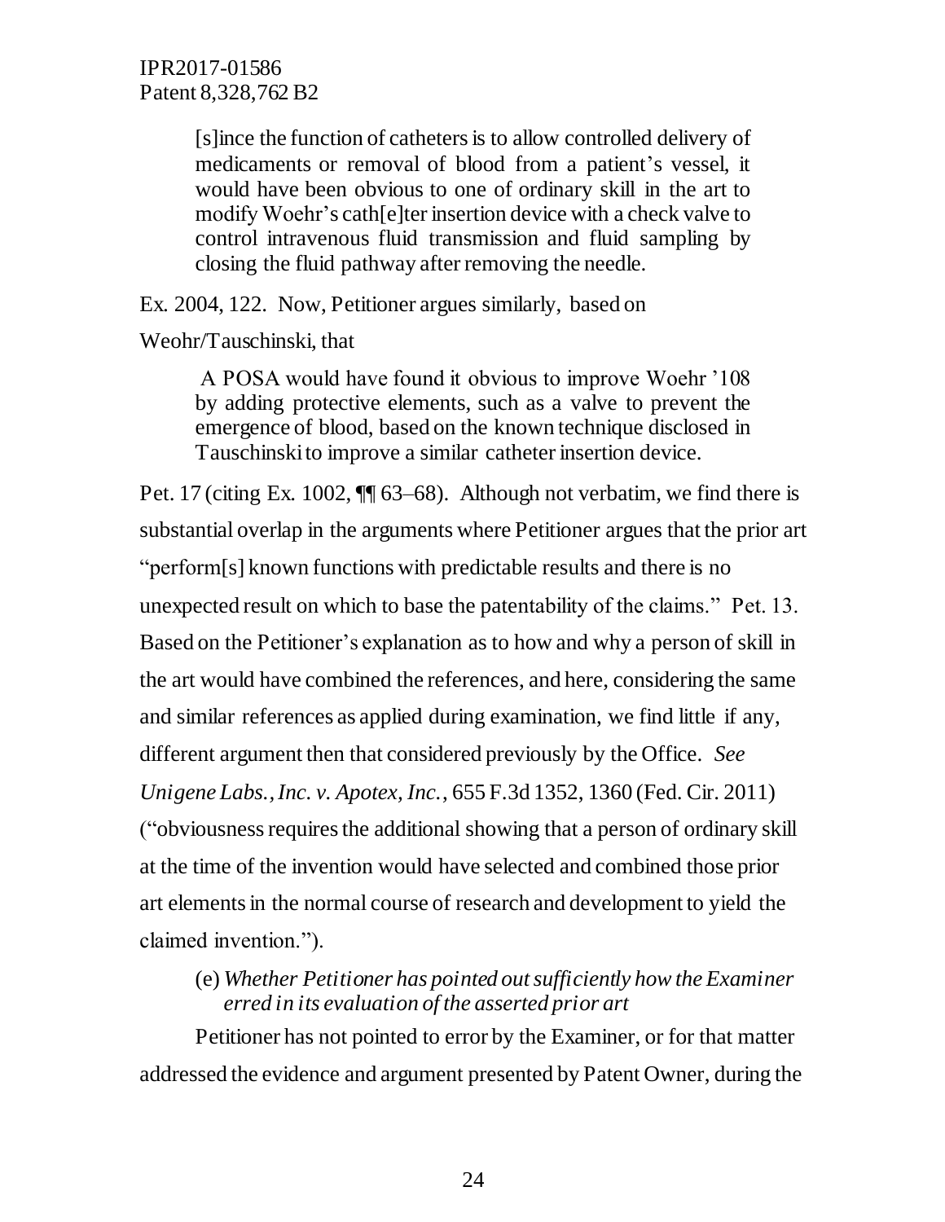> [s]ince the function of catheters is to allow controlled delivery of medicaments or removal of blood from a patient's vessel, it would have been obvious to one of ordinary skill in the art to modify Woehr's cath[e]ter insertion device with a check valve to control intravenous fluid transmission and fluid sampling by closing the fluid pathway after removing the needle.

Ex. 2004, 122. Now, Petitioner argues similarly, based on Weohr/Tauschinski, that

> A POSA would have found it obvious to improve Woehr '108 by adding protective elements, such as a valve to prevent the emergence of blood, based on the known technique disclosed in Tauschinski to improve a similar catheter insertion device.

Pet. 17 (citing Ex. 1002, ¶¶ 63–68). Although not verbatim, we find there is substantial overlap in the arguments where Petitioner argues that the prior art "perform[s] known functions with predictable results and there is no unexpected result on which to base the patentability of the claims." Pet. 13. Based on the Petitioner's explanation as to how and why a person of skill in the art would have combined the references, and here, considering the same and similar references as applied during examination, we find little if any, different argument then that considered previously by the Office. *See Unigene Labs., Inc. v. Apotex, Inc.*, 655 F.3d 1352, 1360 (Fed. Cir. 2011) ("obviousness requires the additional showing that a person of ordinary skill at the time of the invention would have selected and combined those prior art elements in the normal course of research and development to yield the claimed invention.").

(e) *Whether Petitioner has pointed out sufficiently how the Examiner erred in its evaluation of the asserted prior art*

Petitioner has not pointed to error by the Examiner, or for that matter addressed the evidence and argument presented by Patent Owner, during the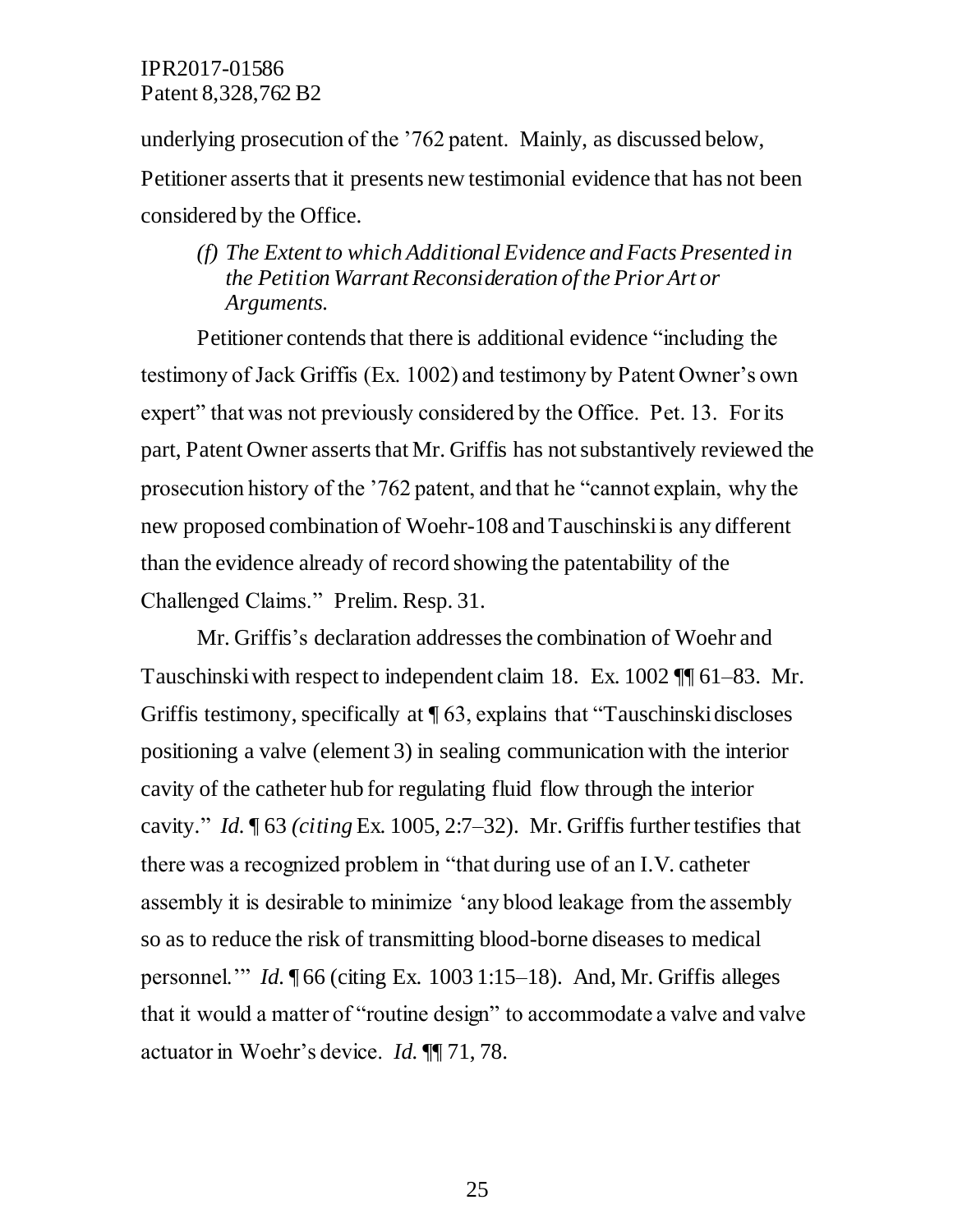underlying prosecution of the '762 patent. Mainly, as discussed below, Petitioner asserts that it presents new testimonial evidence that has not been considered by the Office.

*(f) The Extent to which Additional Evidence and Facts Presented in the Petition Warrant Reconsideration of the Prior Art or Arguments.*

Petitioner contends that there is additional evidence "including the testimony of Jack Griffis (Ex. 1002) and testimony by Patent Owner's own expert" that was not previously considered by the Office. Pet. 13. For its part, Patent Owner asserts that Mr. Griffis has not substantively reviewed the prosecution history of the '762 patent, and that he "cannot explain, why the new proposed combination of Woehr-108 and Tauschinski is any different than the evidence already of record showing the patentability of the Challenged Claims." Prelim. Resp. 31.

Mr. Griffis's declaration addresses the combination of Woehr and Tauschinski with respect to independent claim 18. Ex. 1002 ¶¶ 61–83. Mr. Griffis testimony, specifically at ¶ 63, explains that "Tauschinski discloses positioning a valve (element 3) in sealing communication with the interior cavity of the catheter hub for regulating fluid flow through the interior cavity." *Id.* ¶ 63 *(citing* Ex. 1005, 2:7–32). Mr. Griffis further testifies that there was a recognized problem in "that during use of an I.V. catheter assembly it is desirable to minimize 'any blood leakage from the assembly so as to reduce the risk of transmitting blood-borne diseases to medical personnel.'" *Id.* ¶ 66 (citing Ex. 1003 1:15–18). And, Mr. Griffis alleges that it would a matter of "routine design" to accommodate a valve and valve actuator in Woehr's device. *Id.* ¶¶ 71, 78.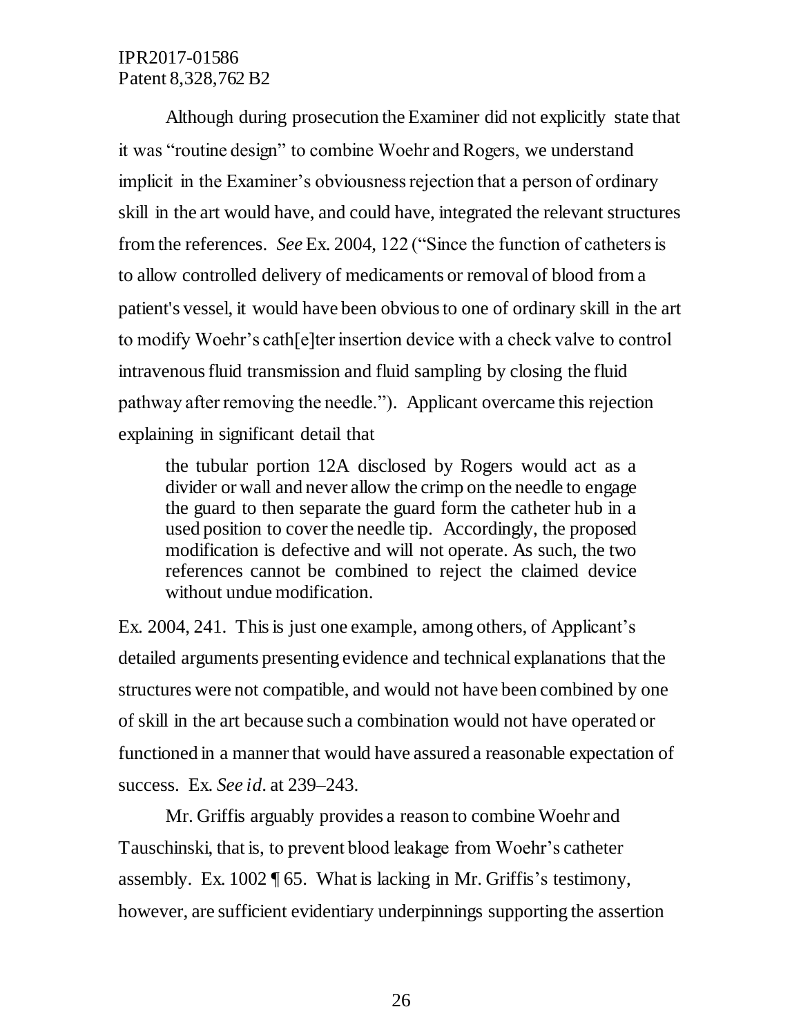Although during prosecution the Examiner did not explicitly state that it was "routine design" to combine Woehr and Rogers, we understand implicit in the Examiner's obviousness rejection that a person of ordinary skill in the art would have, and could have, integrated the relevant structures from the references. *See* Ex. 2004, 122 ("Since the function of catheters is to allow controlled delivery of medicaments or removal of blood from a patient's vessel, it would have been obvious to one of ordinary skill in the art to modify Woehr's cath[e]ter insertion device with a check valve to control intravenous fluid transmission and fluid sampling by closing the fluid pathway after removing the needle."). Applicant overcame this rejection explaining in significant detail that

> the tubular portion 12A disclosed by Rogers would act as a divider or wall and never allow the crimp on the needle to engage the guard to then separate the guard form the catheter hub in a used position to cover the needle tip. Accordingly, the proposed modification is defective and will not operate. As such, the two references cannot be combined to reject the claimed device without undue modification.

Ex. 2004, 241. This is just one example, among others, of Applicant's detailed arguments presenting evidence and technical explanations that the structures were not compatible, and would not have been combined by one of skill in the art because such a combination would not have operated or functioned in a manner that would have assured a reasonable expectation of success. Ex. *See id.* at 239–243.

Mr. Griffis arguably provides a reason to combine Woehr and Tauschinski, that is, to prevent blood leakage from Woehr's catheter assembly. Ex. 1002 ¶ 65. What is lacking in Mr. Griffis's testimony, however, are sufficient evidentiary underpinnings supporting the assertion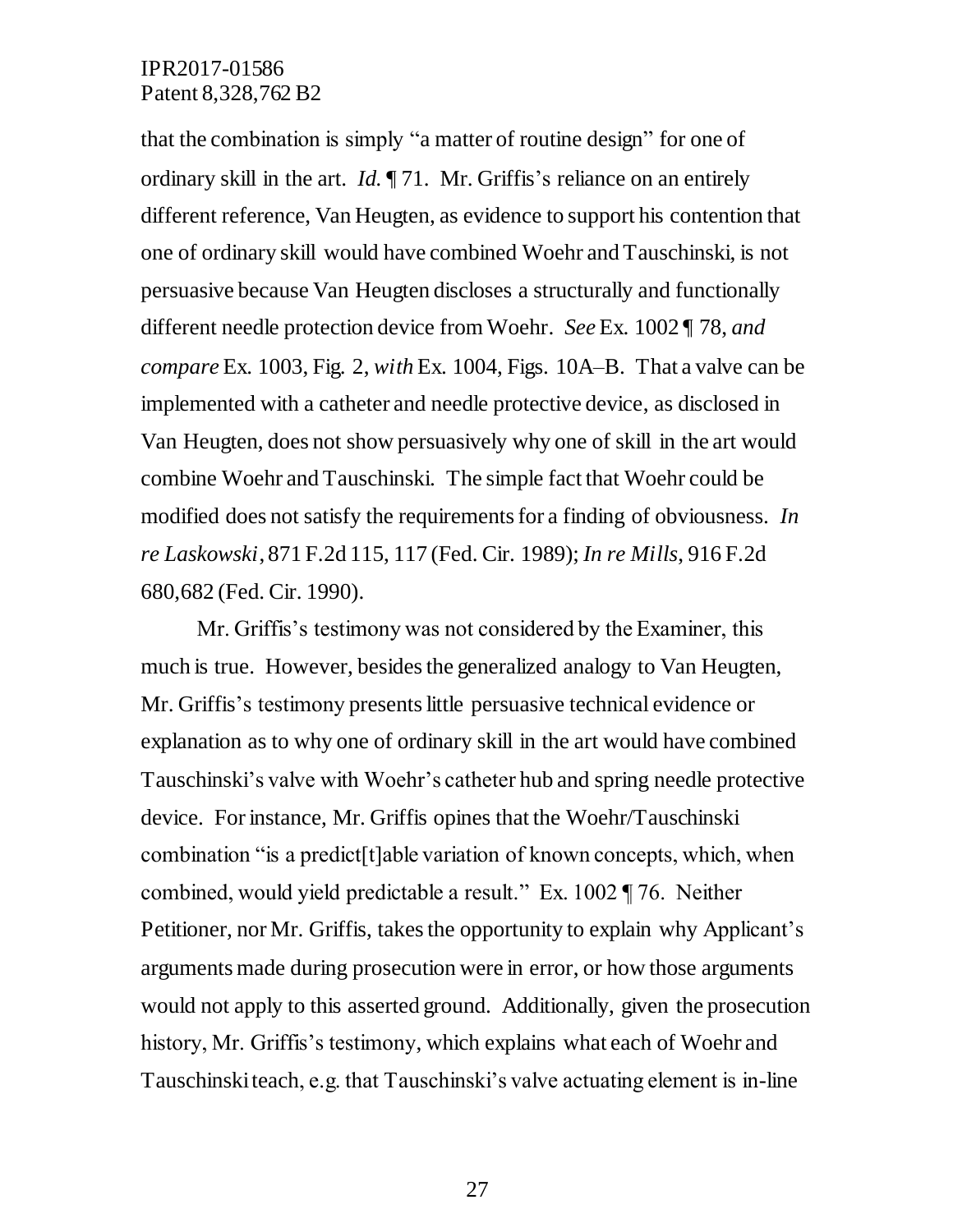that the combination is simply "a matter of routine design" for one of ordinary skill in the art. *Id.* ¶ 71. Mr. Griffis's reliance on an entirely different reference, Van Heugten, as evidence to support his contention that one of ordinary skill would have combined Woehr and Tauschinski, is not persuasive because Van Heugten discloses a structurally and functionally different needle protection device from Woehr. *See* Ex. 1002 ¶ 78, *and compare* Ex. 1003, Fig. 2, *with* Ex. 1004, Figs. 10A–B. That a valve can be implemented with a catheter and needle protective device, as disclosed in Van Heugten, does not show persuasively why one of skill in the art would combine Woehr and Tauschinski. The simple fact that Woehr could be modified does not satisfy the requirements for a finding of obviousness. *In re Laskowski*, 871 F.2d 115, 117 (Fed. Cir. 1989); *In re Mills*, 916 F.2d 680,682 (Fed. Cir. 1990).

Mr. Griffis's testimony was not considered by the Examiner, this much is true. However, besides the generalized analogy to Van Heugten, Mr. Griffis's testimony presents little persuasive technical evidence or explanation as to why one of ordinary skill in the art would have combined Tauschinski's valve with Woehr's catheter hub and spring needle protective device. For instance, Mr. Griffis opines that the Woehr/Tauschinski combination "is a predict[t]able variation of known concepts, which, when combined, would yield predictable a result." Ex. 1002 ¶ 76. Neither Petitioner, nor Mr. Griffis, takes the opportunity to explain why Applicant's arguments made during prosecution were in error, or how those arguments would not apply to this asserted ground. Additionally, given the prosecution history, Mr. Griffis's testimony, which explains what each of Woehr and Tauschinski teach, e.g. that Tauschinski's valve actuating element is in-line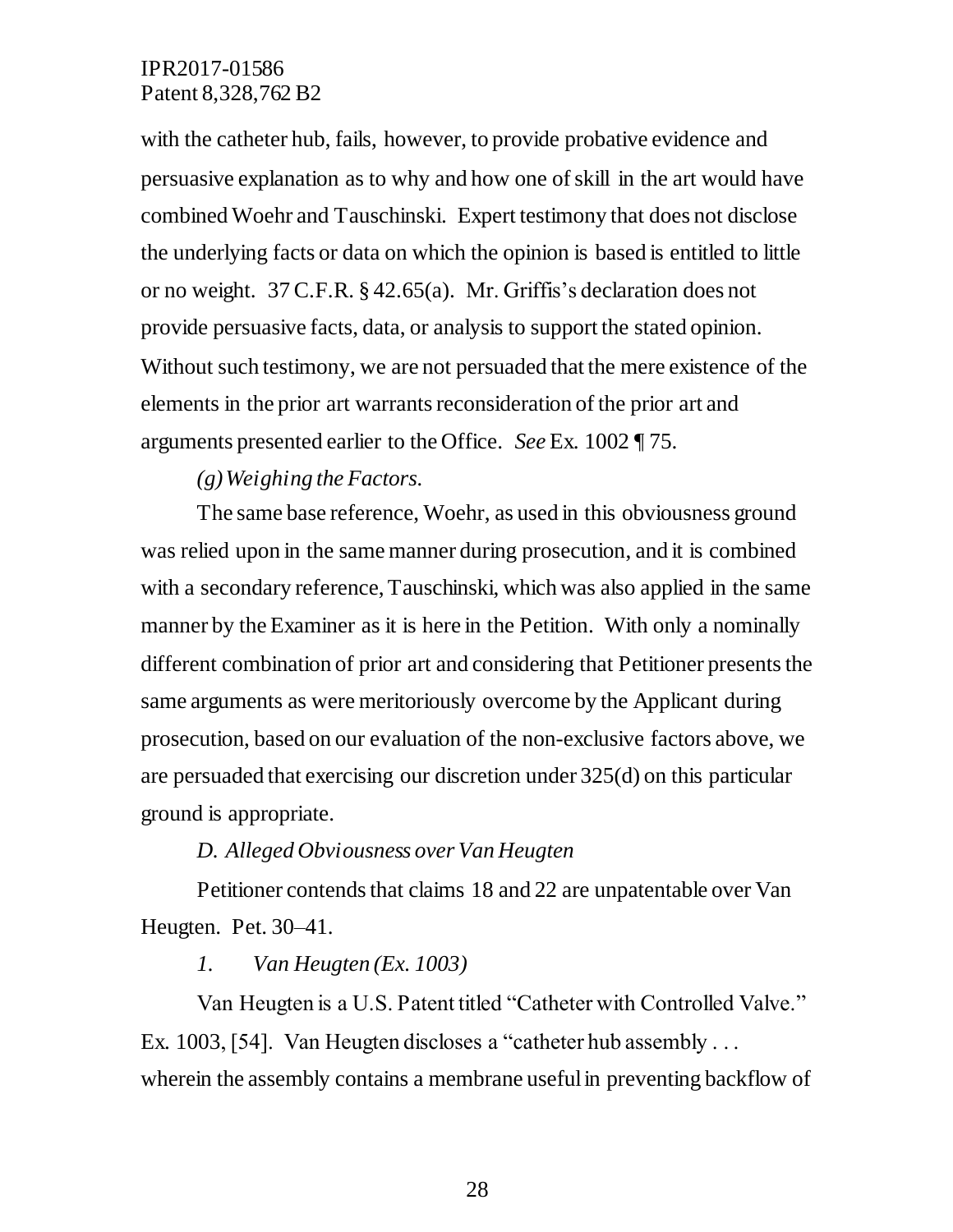with the catheter hub, fails, however, to provide probative evidence and persuasive explanation as to why and how one of skill in the art would have combined Woehr and Tauschinski. Expert testimony that does not disclose the underlying facts or data on which the opinion is based is entitled to little or no weight. 37 C.F.R. § 42.65(a). Mr. Griffis's declaration does not provide persuasive facts, data, or analysis to support the stated opinion. Without such testimony, we are not persuaded that the mere existence of the elements in the prior art warrants reconsideration of the prior art and arguments presented earlier to the Office. *See* Ex. 1002 ¶ 75.

*(g) Weighing the Factors.*

The same base reference, Woehr, as used in this obviousness ground was relied upon in the same manner during prosecution, and it is combined with a secondary reference, Tauschinski, which was also applied in the same manner by the Examiner as it is here in the Petition. With only a nominally different combination of prior art and considering that Petitioner presents the same arguments as were meritoriously overcome by the Applicant during prosecution, based on our evaluation of the non-exclusive factors above, we are persuaded that exercising our discretion under 325(d) on this particular ground is appropriate.

*D. Alleged Obviousness over Van Heugten*

Petitioner contends that claims 18 and 22 are unpatentable over Van Heugten. Pet. 30–41.

*1. Van Heugten (Ex. 1003)*

Van Heugten is a U.S. Patent titled "Catheter with Controlled Valve." Ex. 1003, [54]. Van Heugten discloses a "catheter hub assembly . . . wherein the assembly contains a membrane useful in preventing backflow of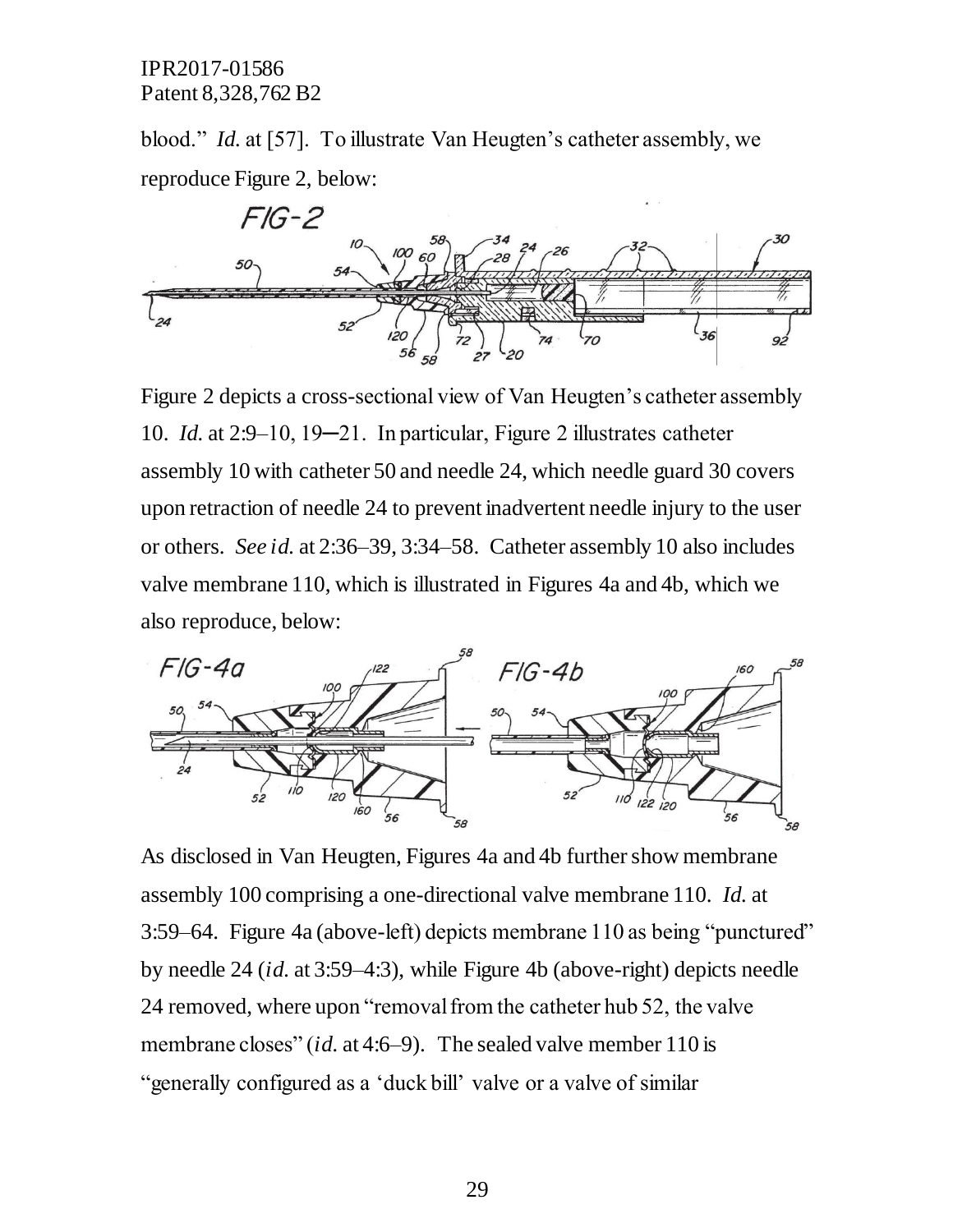blood." *Id.* at [57]. To illustrate Van Heugten's catheter assembly, we reproduce Figure 2, below:

Figure 2 depicts a cross-sectional view of Van Heugten's catheter assembly 10. *Id.* at 2:9–10, 19–21. In particular, Figure 2 illustrates catheter assembly 10 with catheter 50 and needle 24, which needle guard 30 covers upon retraction of needle 24 to prevent inadvertent needle injury to the user or others. *See id.* at 2:36–39, 3:34–58. Catheter assembly 10 also includes valve membrane 110, which is illustrated in Figures 4a and 4b, which we also reproduce, below:

As disclosed in Van Heugten, Figures 4a and 4b further show membrane assembly 100 comprising a one-directional valve membrane 110. *Id.* at 3:59–64. Figure 4a (above-left) depicts membrane 110 as being "punctured" by needle 24 (*id.* at 3:59–4:3), while Figure 4b (above-right) depicts needle 24 removed, where upon "removal from the catheter hub 52, the valve membrane closes" (*id.* at 4:6–9). The sealed valve member 110 is "generally configured as a 'duck bill' valve or a valve of similar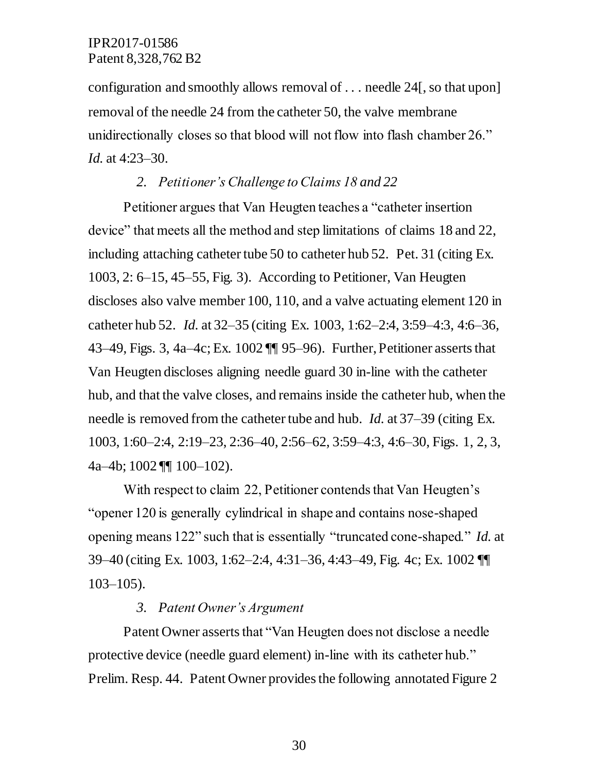configuration and smoothly allows removal of . . . needle 24[, so that upon] removal of the needle 24 from the catheter 50, the valve membrane unidirectionally closes so that blood will not flow into flash chamber 26." *Id.* at 4:23–30.

### *2. Petitioner's Challenge to Claims 18 and 22*

Petitioner argues that Van Heugten teaches a "catheter insertion device" that meets all the method and step limitations of claims 18 and 22, including attaching catheter tube 50 to catheter hub 52. Pet. 31 (citing Ex. 1003, 2: 6–15, 45–55, Fig. 3). According to Petitioner, Van Heugten discloses also valve member 100, 110, and a valve actuating element 120 in catheter hub 52. *Id.* at 32–35 (citing Ex. 1003, 1:62–2:4, 3:59–4:3, 4:6–36, 43–49, Figs. 3, 4a–4c; Ex. 1002 ¶¶ 95–96). Further, Petitioner asserts that Van Heugten discloses aligning needle guard 30 in-line with the catheter hub, and that the valve closes, and remains inside the catheter hub, when the needle is removed from the catheter tube and hub. *Id.* at 37–39 (citing Ex. 1003, 1:60–2:4, 2:19–23, 2:36–40, 2:56–62, 3:59–4:3, 4:6–30, Figs. 1, 2, 3, 4a–4b; 1002 ¶¶ 100–102).

With respect to claim 22, Petitioner contends that Van Heugten's "opener 120 is generally cylindrical in shape and contains nose-shaped opening means 122" such that is essentially "truncated cone-shaped." *Id.* at 39–40 (citing Ex. 1003, 1:62–2:4, 4:31–36, 4:43–49, Fig. 4c; Ex. 1002 ¶¶ 103–105).

### *3. Patent Owner's Argument*

Patent Owner asserts that "Van Heugten does not disclose a needle protective device (needle guard element) in-line with its catheter hub." Prelim. Resp. 44. Patent Owner provides the following annotated Figure 2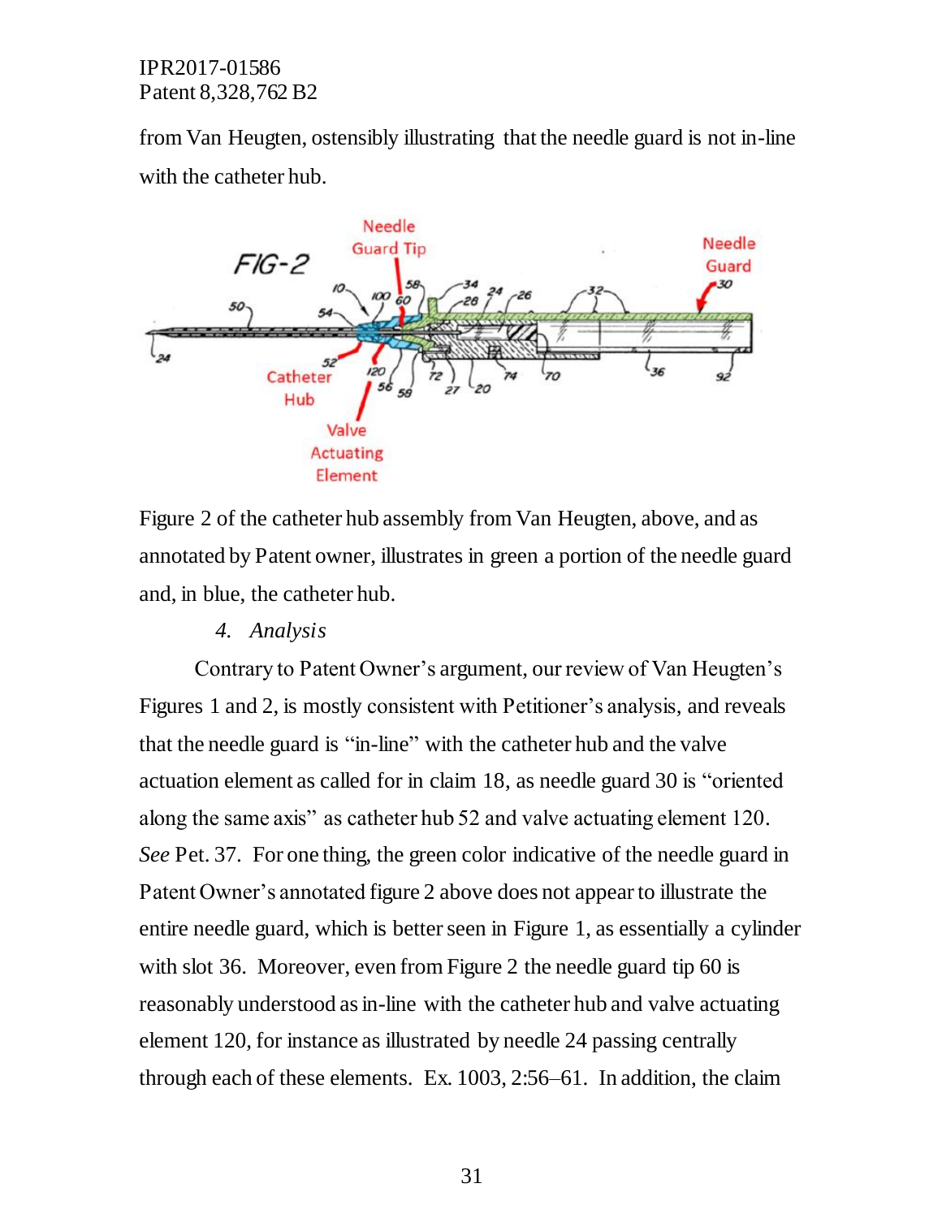from Van Heugten, ostensibly illustrating that the needle guard is not in-line with the catheter hub.

Figure 2 of the catheter hub assembly from Van Heugten, above, and as annotated by Patent owner, illustrates in green a portion of the needle guard and, in blue, the catheter hub.

### 4. *Analysis*

Contrary to Patent Owner's argument, our review of Van Heugten's Figures 1 and 2, is mostly consistent with Petitioner's analysis, and reveals that the needle guard is "in-line" with the catheter hub and the valve actuation element as called for in claim 18, as needle guard 30 is "oriented along the same axis" as catheter hub 52 and valve actuating element 120. *See* Pet. 37. For one thing, the green color indicative of the needle guard in Patent Owner's annotated figure 2 above does not appear to illustrate the entire needle guard, which is better seen in Figure 1, as essentially a cylinder with slot 36. Moreover, even from Figure 2 the needle guard tip 60 is reasonably understood as in-line with the catheter hub and valve actuating element 120, for instance as illustrated by needle 24 passing centrally through each of these elements. Ex. 1003, 2:56–61. In addition, the claim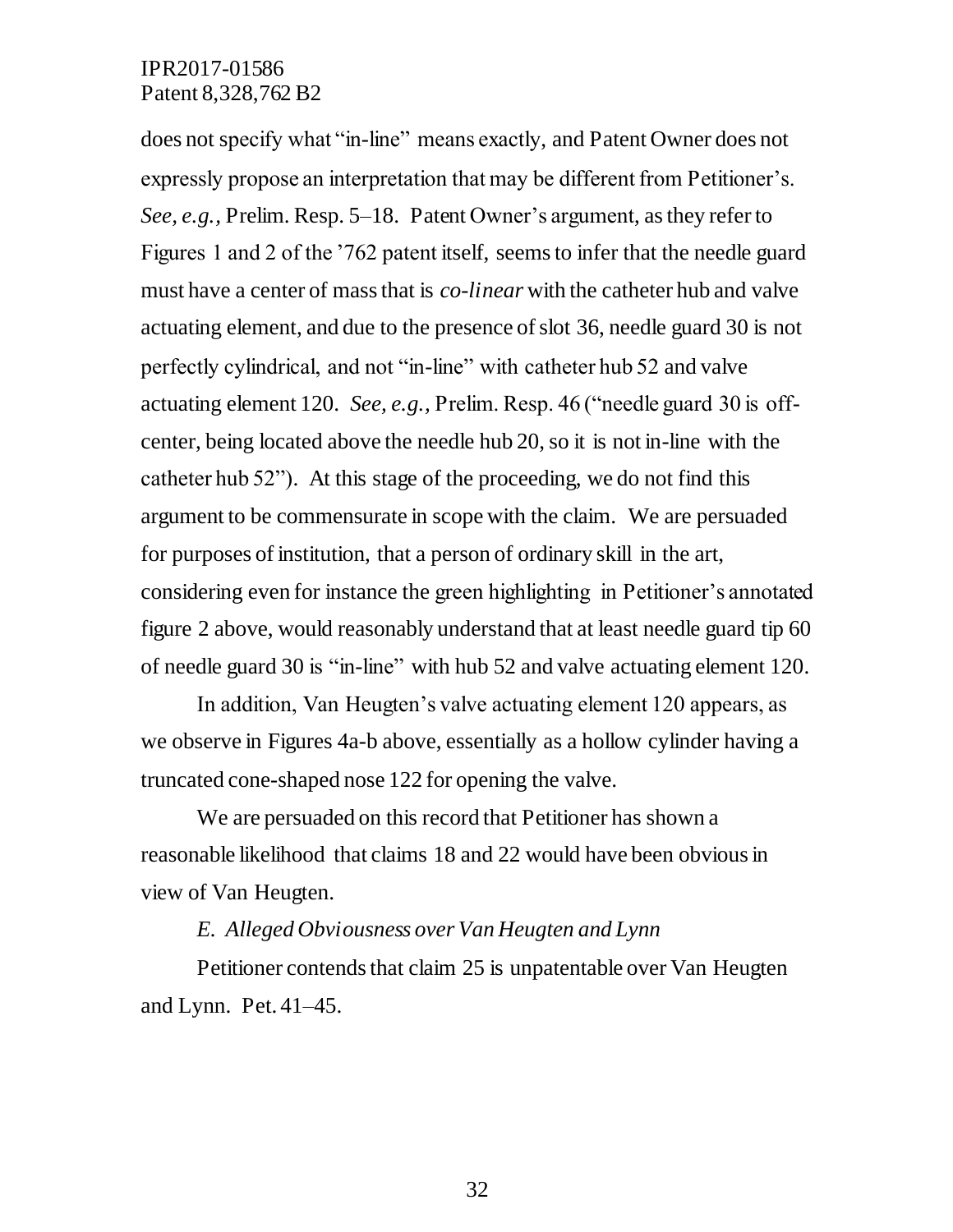does not specify what "in-line" means exactly, and Patent Owner does not expressly propose an interpretation that may be different from Petitioner's. *See, e.g.,* Prelim. Resp. 5–18. Patent Owner's argument, as they refer to Figures 1 and 2 of the '762 patent itself, seems to infer that the needle guard must have a center of mass that is *co-linear* with the catheter hub and valve actuating element, and due to the presence of slot 36, needle guard 30 is not perfectly cylindrical, and not "in-line" with catheter hub 52 and valve actuating element 120. *See, e.g.*, Prelim. Resp. 46 ("needle guard 30 is off-center, being located above the needle hub 20, so it is not in-line with the catheter hub 52"). At this stage of the proceeding, we do not find this argument to be commensurate in scope with the claim. We are persuaded for purposes of institution, that a person of ordinary skill in the art, considering even for instance the green highlighting in Petitioner's annotated figure 2 above, would reasonably understand that at least needle guard tip 60 of needle guard 30 is "in-line" with hub 52 and valve actuating element 120.

In addition, Van Heugten's valve actuating element 120 appears, as we observe in Figures 4a-b above, essentially as a hollow cylinder having a truncated cone-shaped nose 122 for opening the valve.

We are persuaded on this record that Petitioner has shown a reasonable likelihood that claims 18 and 22 would have been obvious in view of Van Heugten.

*E. Alleged Obviousness over Van Heugten and Lynn*

Petitioner contends that claim 25 is unpatentable over Van Heugten and Lynn. Pet. 41–45.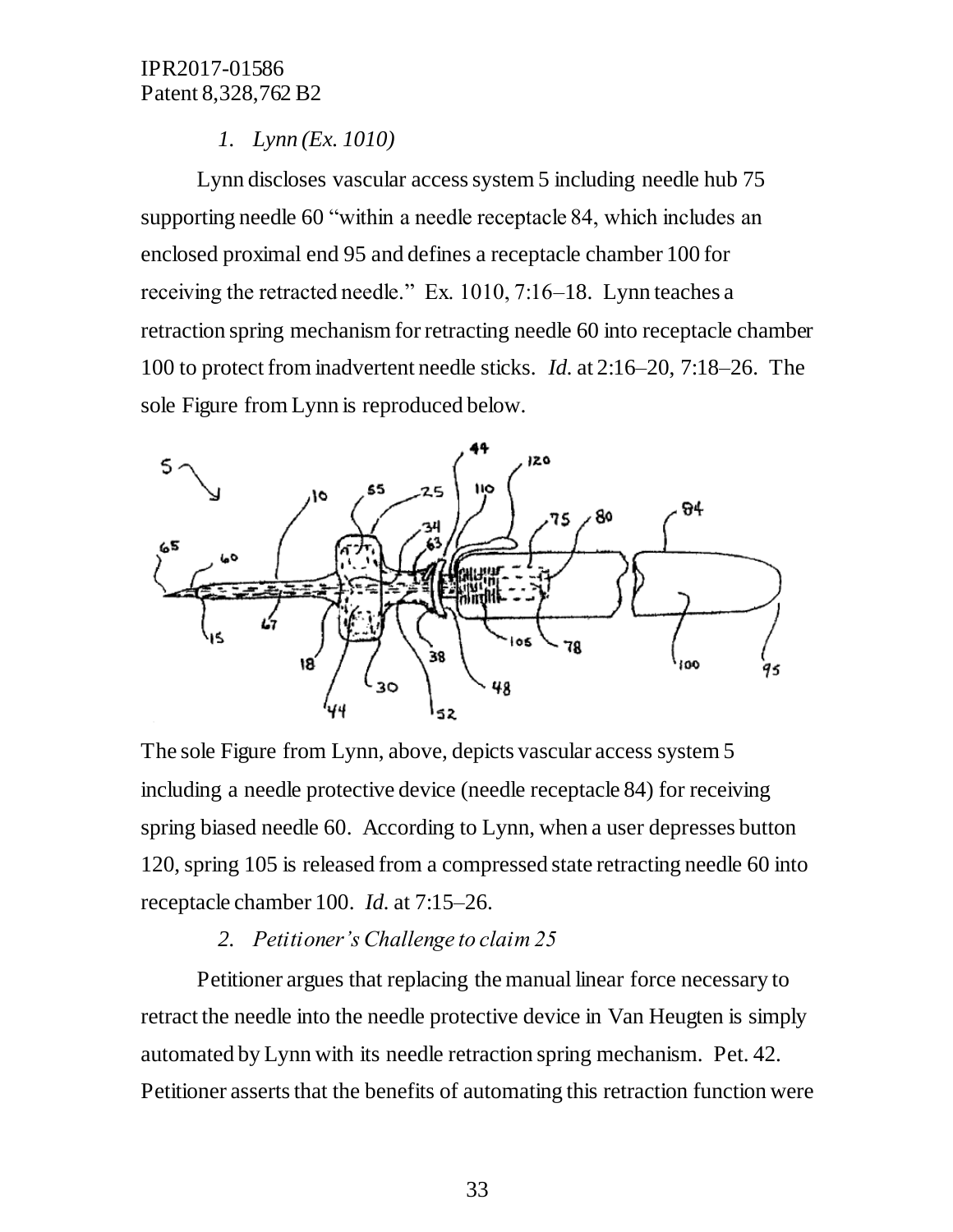*1. Lynn (Ex. 1010)*

Lynn discloses vascular access system 5 including needle hub 75 supporting needle 60 "within a needle receptacle 84, which includes an enclosed proximal end 95 and defines a receptacle chamber 100 for receiving the retracted needle." Ex. 1010, 7:16–18. Lynn teaches a retraction spring mechanism for retracting needle 60 into receptacle chamber 100 to protect from inadvertent needle sticks. *Id.* at 2:16–20, 7:18–26. The sole Figure from Lynn is reproduced below.

The sole Figure from Lynn, above, depicts vascular access system 5 including a needle protective device (needle receptacle 84) for receiving spring biased needle 60. According to Lynn, when a user depresses button 120, spring 105 is released from a compressed state retracting needle 60 into receptacle chamber 100. *Id.* at 7:15–26.

*2. Petitioner's Challenge to claim 25*

Petitioner argues that replacing the manual linear force necessary to retract the needle into the needle protective device in Van Heugten is simply automated by Lynn with its needle retraction spring mechanism. Pet. 42. Petitioner asserts that the benefits of automating this retraction function were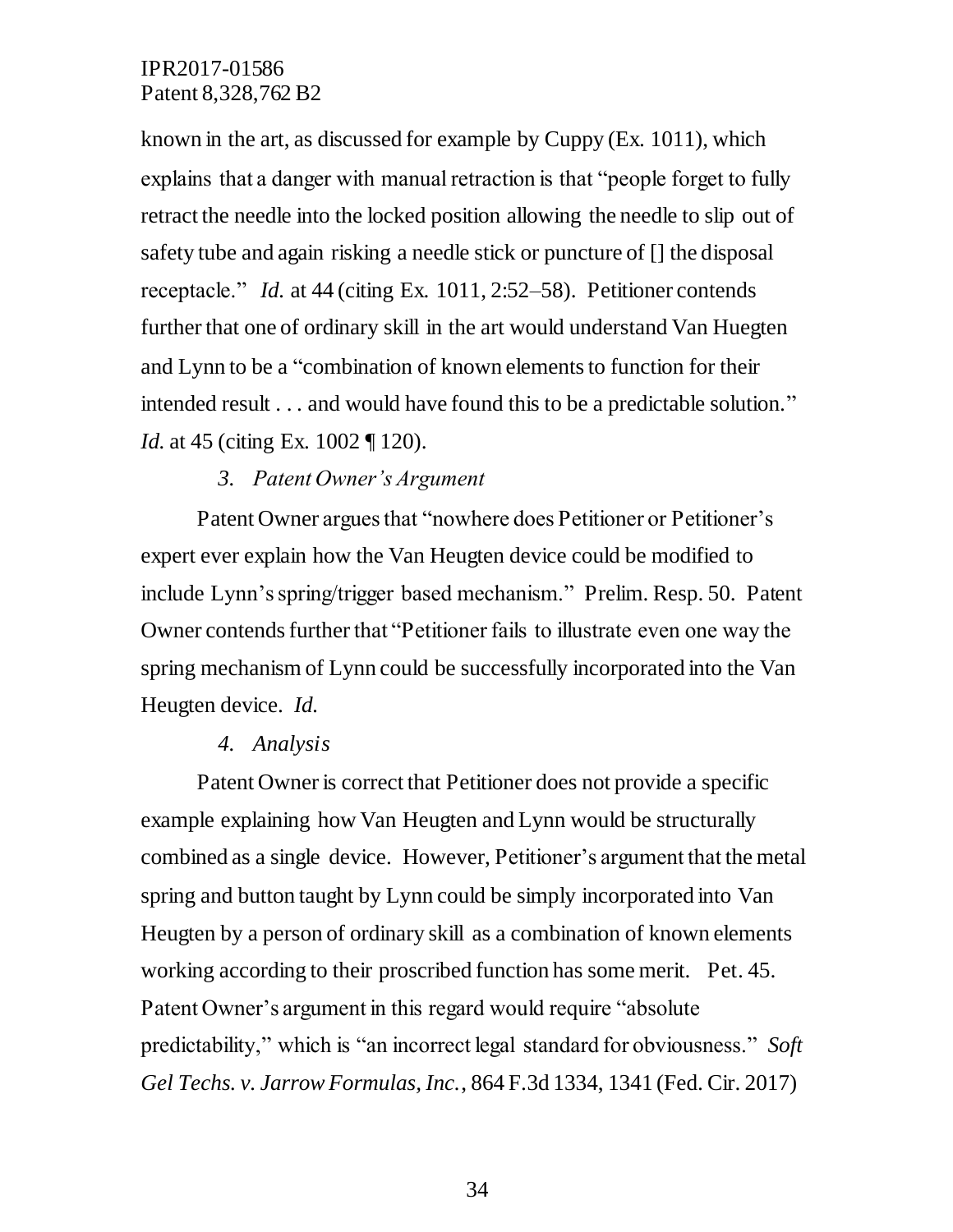known in the art, as discussed for example by Cuppy (Ex. 1011), which explains that a danger with manual retraction is that "people forget to fully retract the needle into the locked position allowing the needle to slip out of safety tube and again risking a needle stick or puncture of [] the disposal receptacle." *Id.* at 44 (citing Ex. 1011, 2:52–58). Petitioner contends further that one of ordinary skill in the art would understand Van Huegten and Lynn to be a "combination of known elements to function for their intended result . . . and would have found this to be a predictable solution." *Id.* at 45 (citing Ex. 1002 ¶ 120).

### *3. Patent Owner's Argument*

Patent Owner argues that "nowhere does Petitioner or Petitioner's expert ever explain how the Van Heugten device could be modified to include Lynn's spring/trigger based mechanism." Prelim. Resp. 50. Patent Owner contends further that "Petitioner fails to illustrate even one way the spring mechanism of Lynn could be successfully incorporated into the Van Heugten device. *Id.*

### *4. Analysis*

Patent Owner is correct that Petitioner does not provide a specific example explaining how Van Heugten and Lynn would be structurally combined as a single device. However, Petitioner's argument that the metal spring and button taught by Lynn could be simply incorporated into Van Heugten by a person of ordinary skill as a combination of known elements working according to their proscribed function has some merit. Pet. 45. Patent Owner's argument in this regard would require "absolute predictability," which is "an incorrect legal standard for obviousness." *Soft Gel Techs. v. Jarrow Formulas, Inc.*, 864 F.3d 1334, 1341 (Fed. Cir. 2017)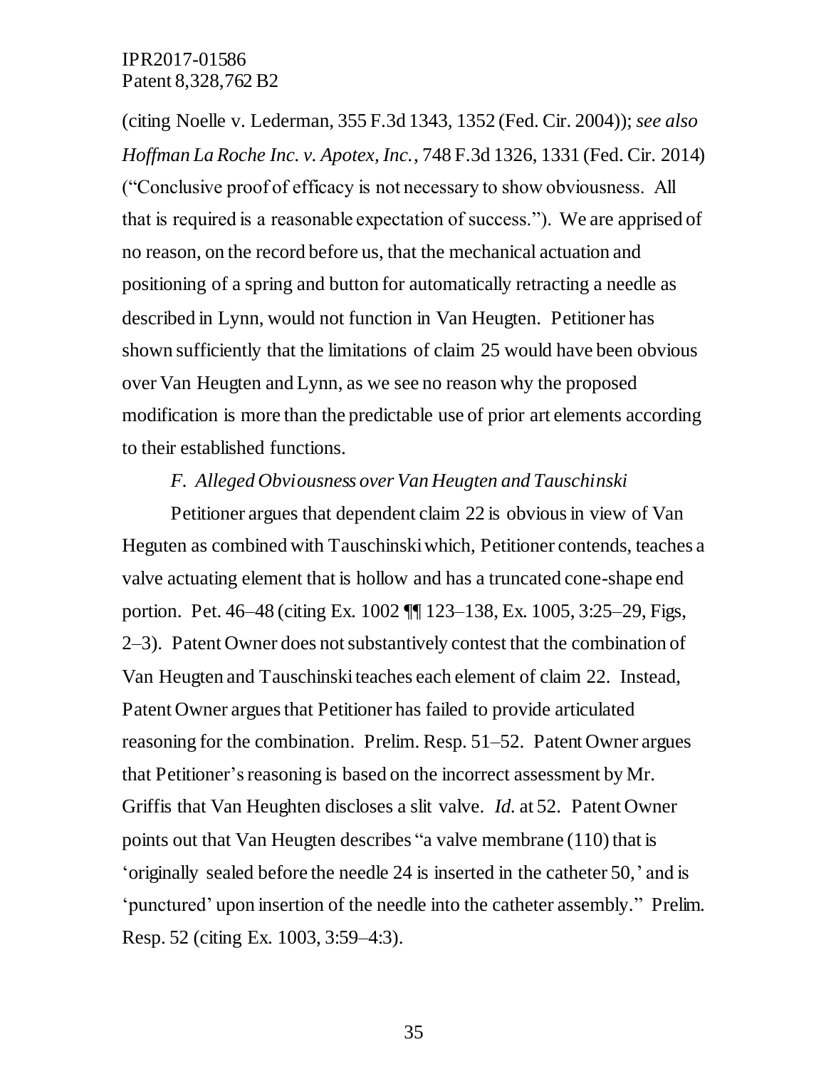(citing Noelle v. Lederman, 355 F.3d 1343, 1352 (Fed. Cir. 2004)); *see also Hoffman La Roche Inc. v. Apotex, Inc.*, 748 F.3d 1326, 1331 (Fed. Cir. 2014) ("Conclusive proof of efficacy is not necessary to show obviousness. All that is required is a reasonable expectation of success."). We are apprised of no reason, on the record before us, that the mechanical actuation and positioning of a spring and button for automatically retracting a needle as described in Lynn, would not function in Van Heugten. Petitioner has shown sufficiently that the limitations of claim 25 would have been obvious over Van Heugten and Lynn, as we see no reason why the proposed modification is more than the predictable use of prior art elements according to their established functions.

*F. Alleged Obviousness over Van Heugten and Tauschinski*

Petitioner argues that dependent claim 22 is obvious in view of Van Heguten as combined with Tauschinski which, Petitioner contends, teaches a valve actuating element that is hollow and has a truncated cone-shape end portion. Pet. 46–48 (citing Ex. 1002 ¶¶ 123–138, Ex. 1005, 3:25–29, Figs, 2–3). Patent Owner does not substantively contest that the combination of Van Heugten and Tauschinski teaches each element of claim 22. Instead, Patent Owner argues that Petitioner has failed to provide articulated reasoning for the combination. Prelim. Resp. 51–52. Patent Owner argues that Petitioner's reasoning is based on the incorrect assessment by Mr. Griffis that Van Heughten discloses a slit valve. *Id.* at 52. Patent Owner points out that Van Heugten describes "a valve membrane (110) that is 'originally sealed before the needle 24 is inserted in the catheter 50,' and is 'punctured' upon insertion of the needle into the catheter assembly." Prelim. Resp. 52 (citing Ex. 1003, 3:59–4:3).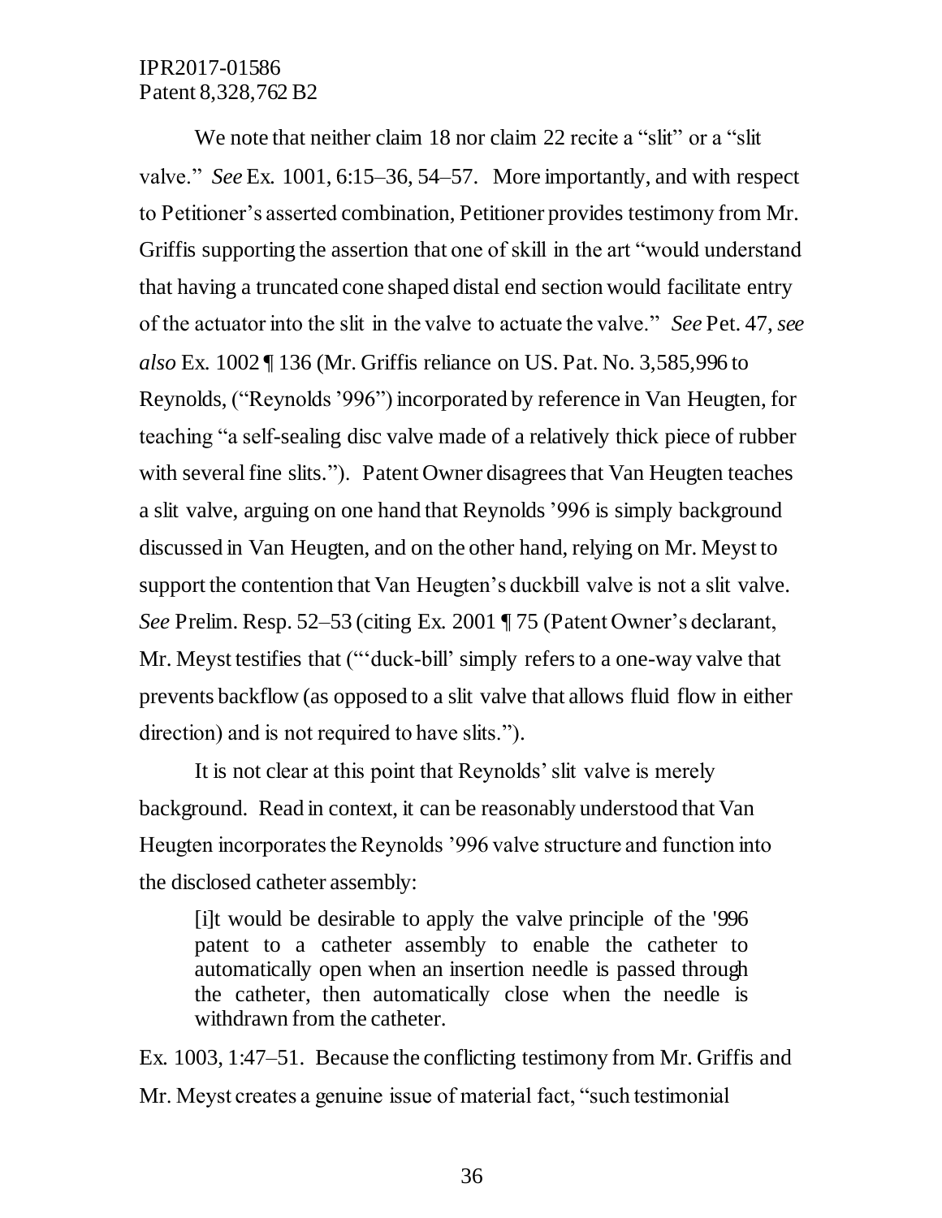We note that neither claim 18 nor claim 22 recite a "slit" or a "slit valve." *See* Ex. 1001, 6:15–36, 54–57. More importantly, and with respect to Petitioner's asserted combination, Petitioner provides testimony from Mr. Griffis supporting the assertion that one of skill in the art "would understand that having a truncated cone shaped distal end section would facilitate entry of the actuator into the slit in the valve to actuate the valve." *See* Pet. 47, *see also* Ex. 1002 ¶ 136 (Mr. Griffis reliance on US. Pat. No. 3,585,996 to Reynolds, ("Reynolds '996") incorporated by reference in Van Heugten, for teaching "a self-sealing disc valve made of a relatively thick piece of rubber with several fine slits."). Patent Owner disagrees that Van Heugten teaches a slit valve, arguing on one hand that Reynolds '996 is simply background discussed in Van Heugten, and on the other hand, relying on Mr. Meyst to support the contention that Van Heugten's duckbill valve is not a slit valve. *See* Prelim. Resp. 52–53 (citing Ex. 2001 ¶ 75 (Patent Owner's declarant, Mr. Meyst testifies that ("'duck-bill' simply refers to a one-way valve that prevents backflow (as opposed to a slit valve that allows fluid flow in either direction) and is not required to have slits.").

It is not clear at this point that Reynolds' slit valve is merely background. Read in context, it can be reasonably understood that Van Heugten incorporates the Reynolds '996 valve structure and function into the disclosed catheter assembly:

> [i]t would be desirable to apply the valve principle of the '996 patent to a catheter assembly to enable the catheter to automatically open when an insertion needle is passed through the catheter, then automatically close when the needle is withdrawn from the catheter.

Ex. 1003, 1:47–51. Because the conflicting testimony from Mr. Griffis and Mr. Meyst creates a genuine issue of material fact, "such testimonial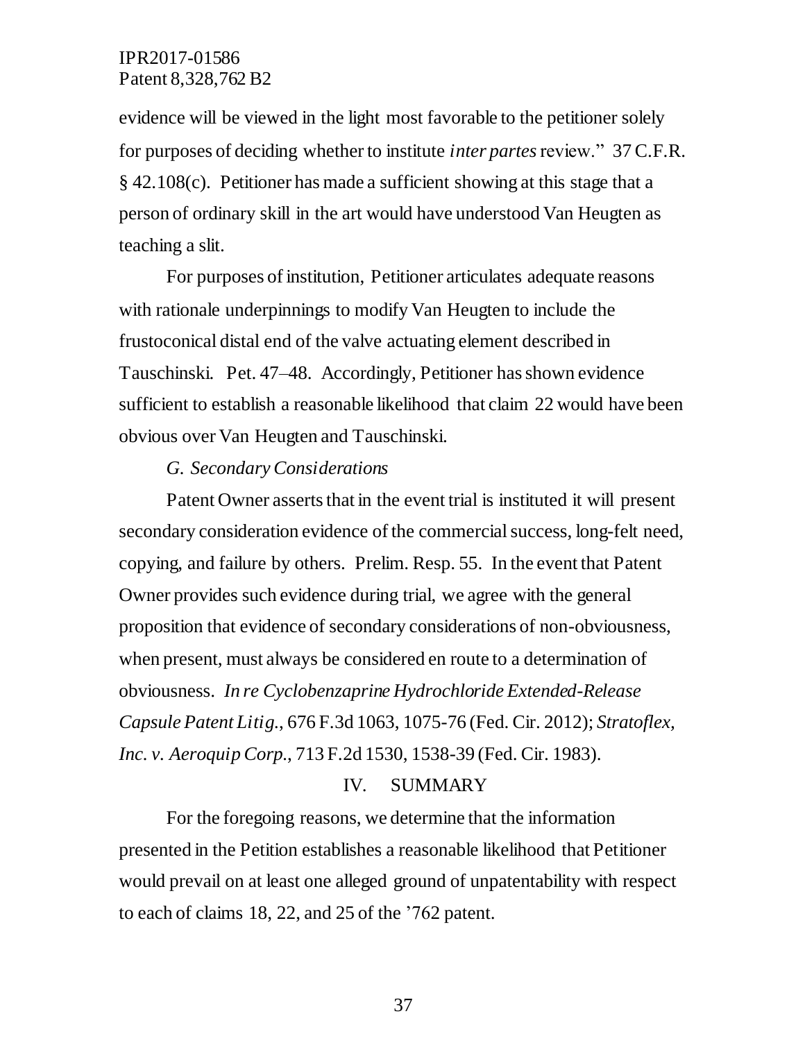evidence will be viewed in the light most favorable to the petitioner solely for purposes of deciding whether to institute *inter partes* review." 37 C.F.R. § 42.108(c). Petitioner has made a sufficient showing at this stage that a person of ordinary skill in the art would have understood Van Heugten as teaching a slit.

For purposes of institution, Petitioner articulates adequate reasons with rationale underpinnings to modify Van Heugten to include the frustoconical distal end of the valve actuating element described in Tauschinski. Pet. 47–48. Accordingly, Petitioner has shown evidence sufficient to establish a reasonable likelihood that claim 22 would have been obvious over Van Heugten and Tauschinski.

### *G. Secondary Considerations*

Patent Owner asserts that in the event trial is instituted it will present secondary consideration evidence of the commercial success, long-felt need, copying, and failure by others. Prelim. Resp. 55. In the event that Patent Owner provides such evidence during trial, we agree with the general proposition that evidence of secondary considerations of non-obviousness, when present, must always be considered en route to a determination of obviousness. *In re Cyclobenzaprine Hydrochloride Extended-Release Capsule Patent Litig.*, 676 F.3d 1063, 1075-76 (Fed. Cir. 2012); *Stratoflex, Inc. v. Aeroquip Corp.*, 713 F.2d 1530, 1538-39 (Fed. Cir. 1983).

## IV. SUMMARY

For the foregoing reasons, we determine that the information presented in the Petition establishes a reasonable likelihood that Petitioner would prevail on at least one alleged ground of unpatentability with respect to each of claims 18, 22, and 25 of the '762 patent.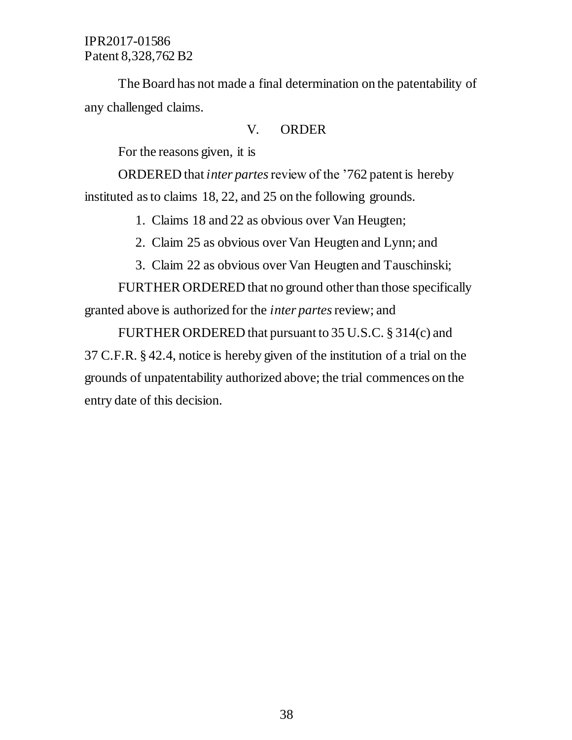The Board has not made a final determination on the patentability of any challenged claims.

## V. ORDER

For the reasons given, it is

ORDERED that *inter partes* review of the '762 patent is hereby instituted as to claims 18, 22, and 25 on the following grounds.

1. Claims 18 and 22 as obvious over Van Heugten;
2. Claim 25 as obvious over Van Heugten and Lynn; and
3. Claim 22 as obvious over Van Heugten and Tauschinski;

FURTHER ORDERED that no ground other than those specifically granted above is authorized for the *inter partes* review; and

FURTHER ORDERED that pursuant to 35 U.S.C. § 314(c) and 37 C.F.R. § 42.4, notice is hereby given of the institution of a trial on the grounds of unpatentability authorized above; the trial commences on the entry date of this decision.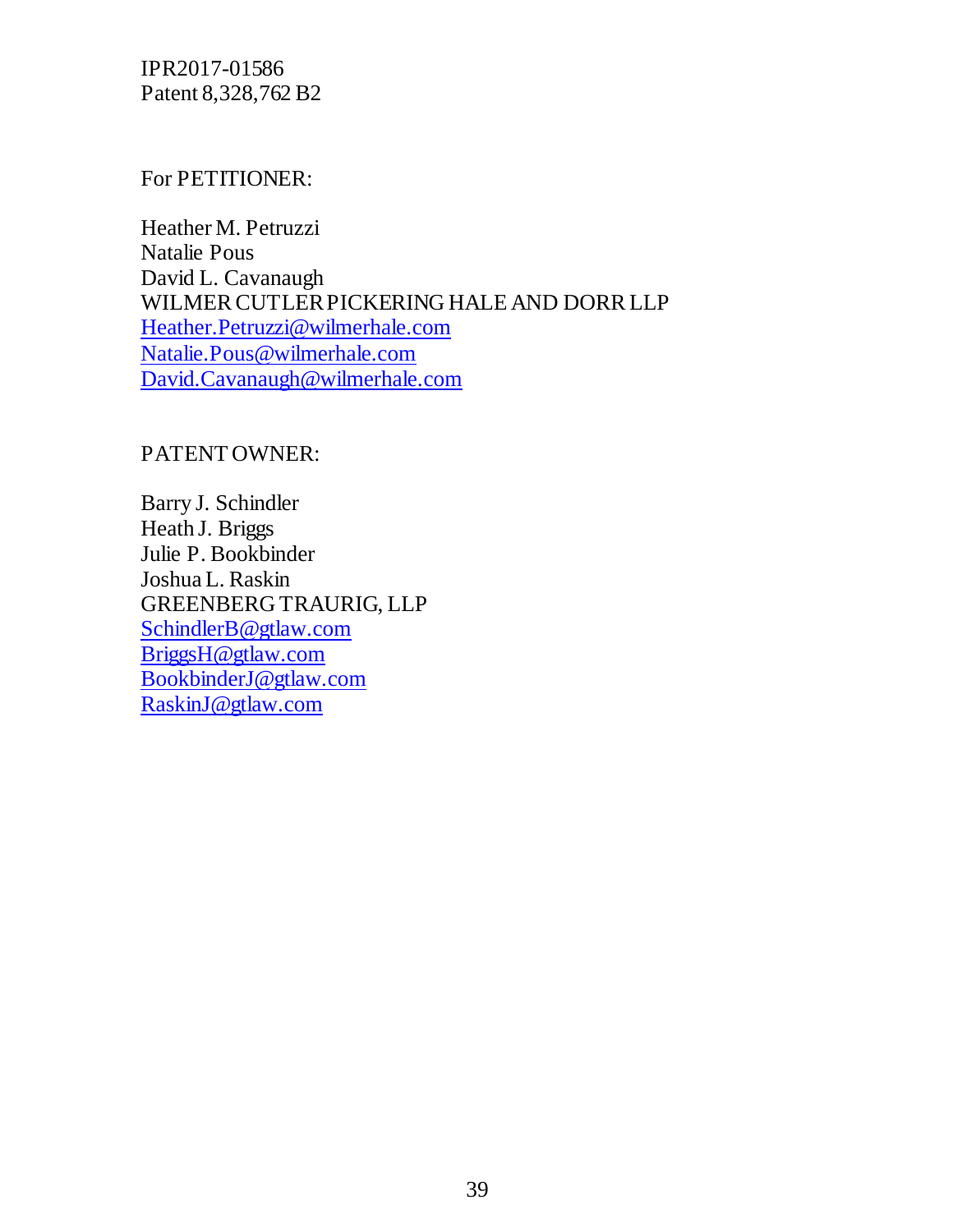For PETITIONER:

Heather M. Petruzzi
Natalie Pous
David L. Cavanaugh
WILMER CUTLER PICKERING HALE AND DORR LLP
Heather.Petruzzi@wilmerhale.com
Natalie.Pous@wilmerhale.com
David.Cavanaugh@wilmerhale.com

PATENT OWNER:

Barry J. Schindler
Heath J. Briggs
Julie P. Bookbinder
Joshua L. Raskin
GREENBERG TRAURIG, LLP
SchindlerB@gtlaw.com
BriggsH@gtlaw.com
BookbinderJ@gtlaw.com
RaskinJ@gtlaw.com